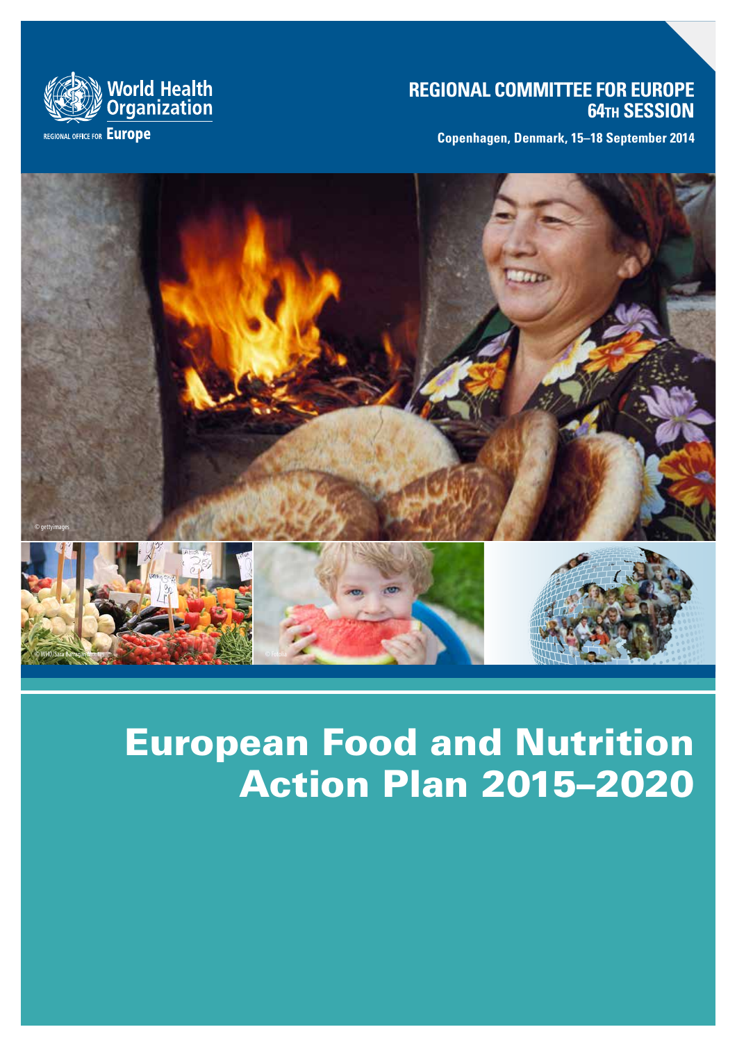World Health Organization

REGIONAL OFFICE FOR **Europe**

**REGIONAL COMMITTEE FOR EUROPE**
**64TH SESSION**

**Copenhagen, Denmark, 15–18 September 2014**

© gettyimages

© WHO/Sara Barragán Montes

© Fotolia

# European Food and Nutrition Action Plan 2015–2020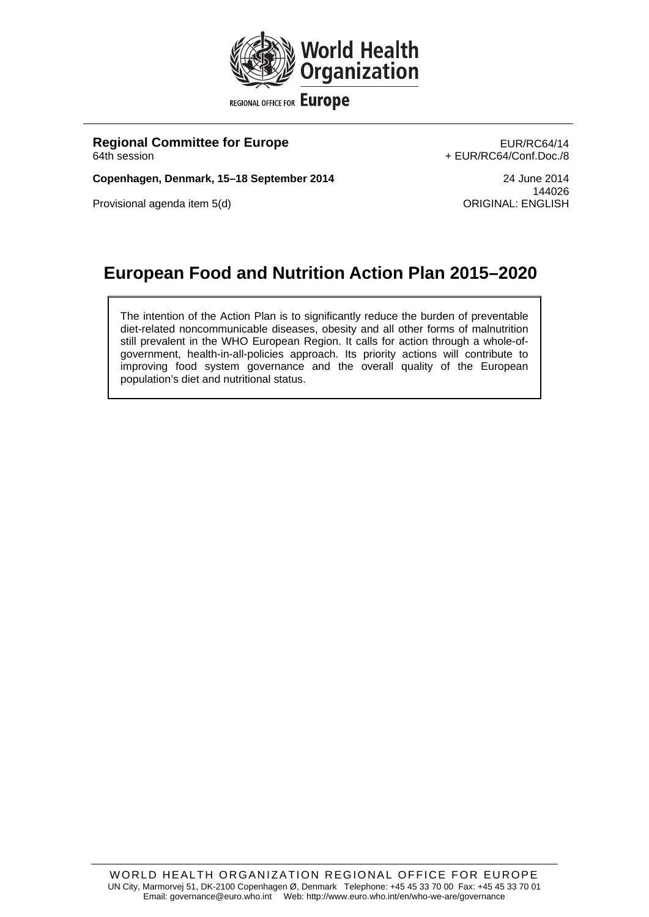**Regional Committee for Europe**
64th session

**Copenhagen, Denmark, 15–18 September 2014**

Provisional agenda item 5(d)

EUR/RC64/14
+ EUR/RC64/Conf.Doc./8

24 June 2014
144026
ORIGINAL: ENGLISH

# European Food and Nutrition Action Plan 2015–2020

The intention of the Action Plan is to significantly reduce the burden of preventable diet-related noncommunicable diseases, obesity and all other forms of malnutrition still prevalent in the WHO European Region. It calls for action through a whole-of-government, health-in-all-policies approach. Its priority actions will contribute to improving food system governance and the overall quality of the European population's diet and nutritional status.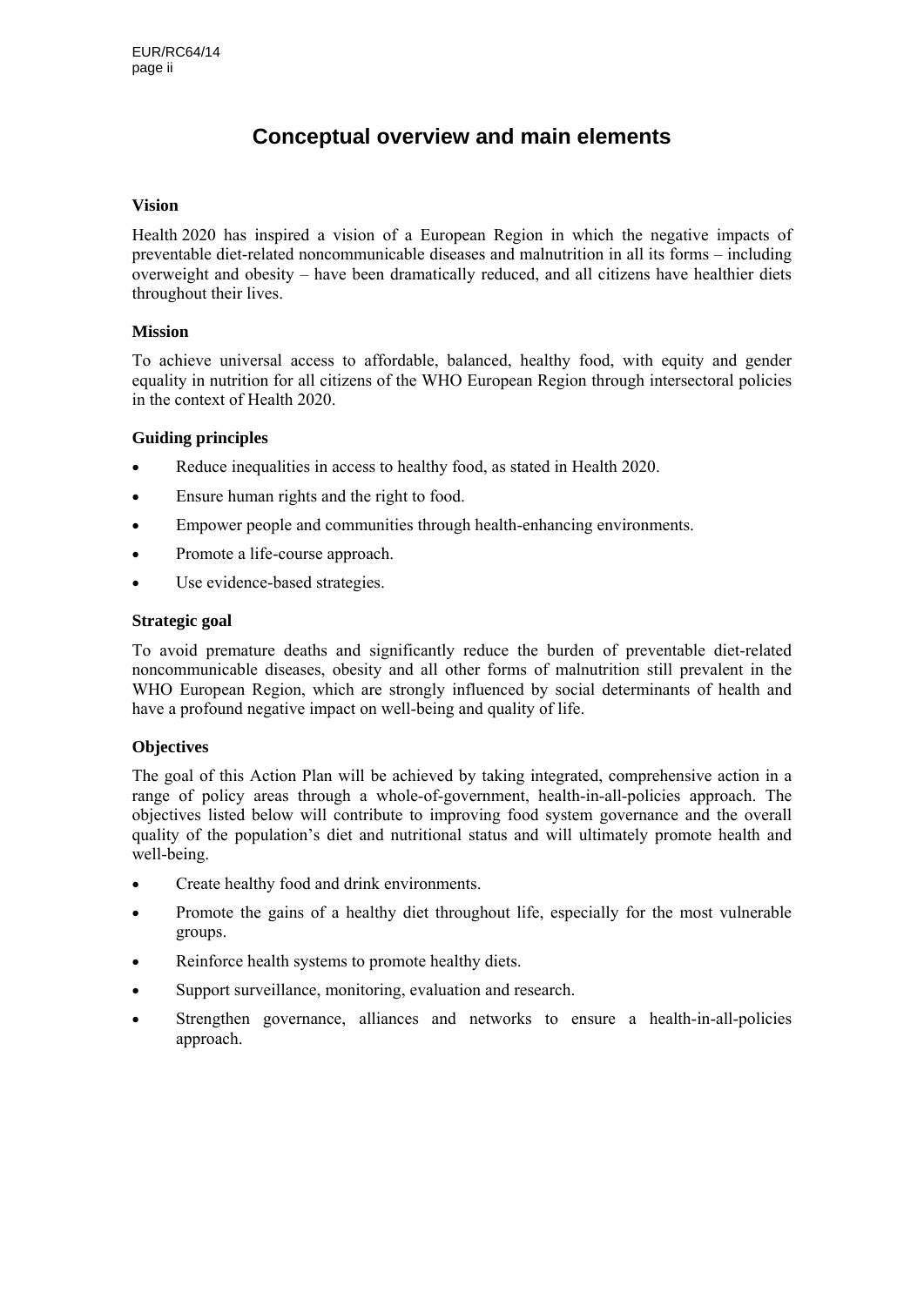# Conceptual overview and main elements

### Vision

Health 2020 has inspired a vision of a European Region in which the negative impacts of preventable diet-related noncommunicable diseases and malnutrition in all its forms – including overweight and obesity – have been dramatically reduced, and all citizens have healthier diets throughout their lives.

### Mission

To achieve universal access to affordable, balanced, healthy food, with equity and gender equality in nutrition for all citizens of the WHO European Region through intersectoral policies in the context of Health 2020.

### Guiding principles

- Reduce inequalities in access to healthy food, as stated in Health 2020.
- Ensure human rights and the right to food.
- Empower people and communities through health-enhancing environments.
- Promote a life-course approach.
- Use evidence-based strategies.

### Strategic goal

To avoid premature deaths and significantly reduce the burden of preventable diet-related noncommunicable diseases, obesity and all other forms of malnutrition still prevalent in the WHO European Region, which are strongly influenced by social determinants of health and have a profound negative impact on well-being and quality of life.

### Objectives

The goal of this Action Plan will be achieved by taking integrated, comprehensive action in a range of policy areas through a whole-of-government, health-in-all-policies approach. The objectives listed below will contribute to improving food system governance and the overall quality of the population's diet and nutritional status and will ultimately promote health and well-being.

- Create healthy food and drink environments.
- Promote the gains of a healthy diet throughout life, especially for the most vulnerable groups.
- Reinforce health systems to promote healthy diets.
- Support surveillance, monitoring, evaluation and research.
- Strengthen governance, alliances and networks to ensure a health-in-all-policies approach.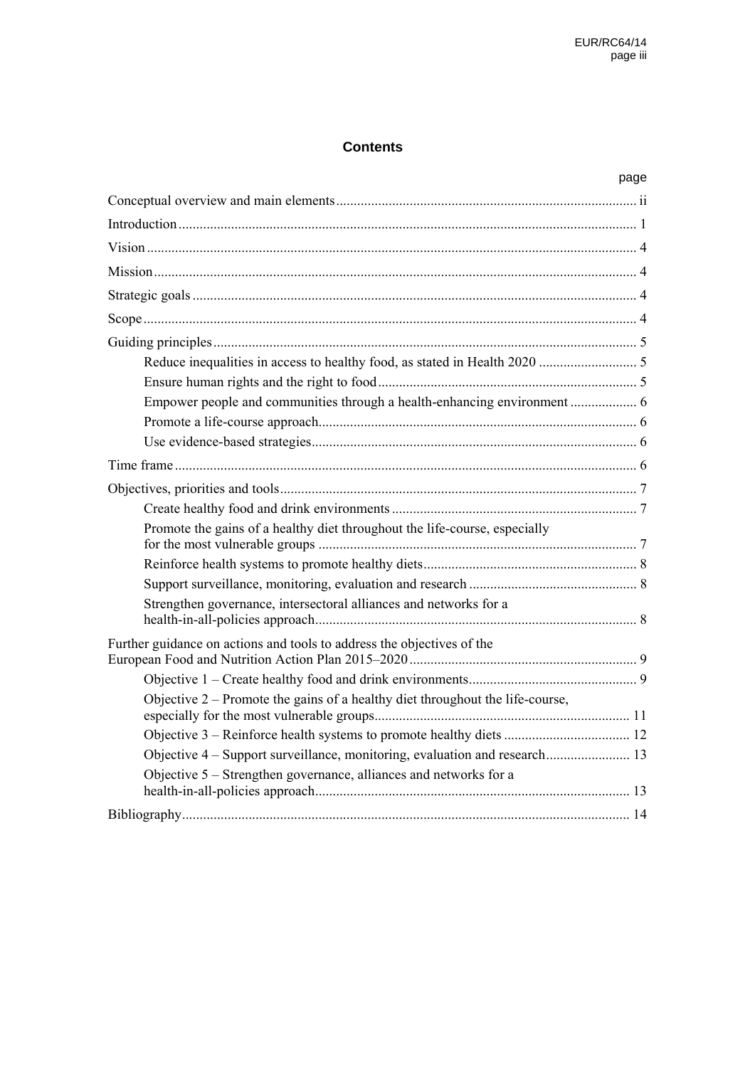## Contents

| | page |
|---|---|
| Conceptual overview and main elements | ii |
| Introduction | 1 |
| Vision | 4 |
| Mission | 4 |
| Strategic goals | 4 |
| Scope | 4 |
| Guiding principles | 5 |
| Reduce inequalities in access to healthy food, as stated in Health 2020 | 5 |
| Ensure human rights and the right to food | 5 |
| Empower people and communities through a health-enhancing environment | 6 |
| Promote a life-course approach | 6 |
| Use evidence-based strategies | 6 |
| Time frame | 6 |
| Objectives, priorities and tools | 7 |
| Create healthy food and drink environments | 7 |
| Promote the gains of a healthy diet throughout the life-course, especially for the most vulnerable groups | 7 |
| Reinforce health systems to promote healthy diets | 8 |
| Support surveillance, monitoring, evaluation and research | 8 |
| Strengthen governance, intersectoral alliances and networks for a health-in-all-policies approach | 8 |
| Further guidance on actions and tools to address the objectives of the European Food and Nutrition Action Plan 2015–2020 | 9 |
| Objective 1 – Create healthy food and drink environments | 9 |
| Objective 2 – Promote the gains of a healthy diet throughout the life-course, especially for the most vulnerable groups | 11 |
| Objective 3 – Reinforce health systems to promote healthy diets | 12 |
| Objective 4 – Support surveillance, monitoring, evaluation and research | 13 |
| Objective 5 – Strengthen governance, alliances and networks for a health-in-all-policies approach | 13 |
| Bibliography | 14 |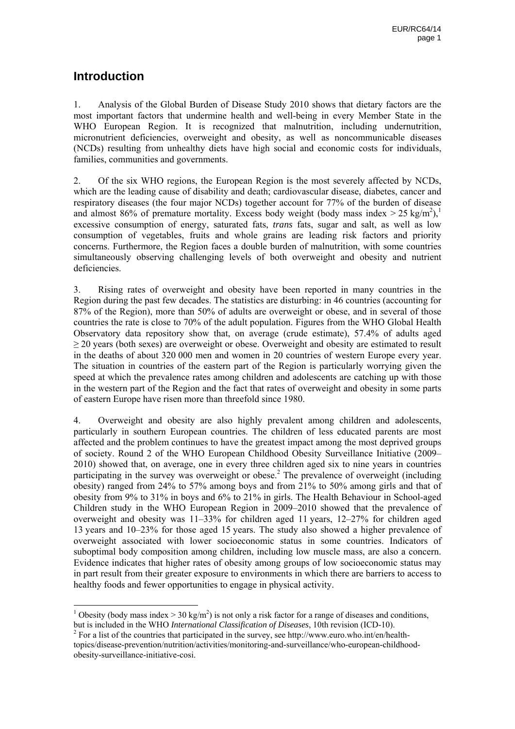## Introduction

1. Analysis of the Global Burden of Disease Study 2010 shows that dietary factors are the most important factors that undermine health and well-being in every Member State in the WHO European Region. It is recognized that malnutrition, including undernutrition, micronutrient deficiencies, overweight and obesity, as well as noncommunicable diseases (NCDs) resulting from unhealthy diets have high social and economic costs for individuals, families, communities and governments.

2. Of the six WHO regions, the European Region is the most severely affected by NCDs, which are the leading cause of disability and death; cardiovascular disease, diabetes, cancer and respiratory diseases (the four major NCDs) together account for 77% of the burden of disease and almost 86% of premature mortality. Excess body weight (body mass index $> 25$ kg/m$^2$),[1] excessive consumption of energy, saturated fats, *trans* fats, sugar and salt, as well as low consumption of vegetables, fruits and whole grains are leading risk factors and priority concerns. Furthermore, the Region faces a double burden of malnutrition, with some countries simultaneously observing challenging levels of both overweight and obesity and nutrient deficiencies.

3. Rising rates of overweight and obesity have been reported in many countries in the Region during the past few decades. The statistics are disturbing: in 46 countries (accounting for 87% of the Region), more than 50% of adults are overweight or obese, and in several of those countries the rate is close to 70% of the adult population. Figures from the WHO Global Health Observatory data repository show that, on average (crude estimate), 57.4% of adults aged $\geq 20$ years (both sexes) are overweight or obese. Overweight and obesity are estimated to result in the deaths of about 320 000 men and women in 20 countries of western Europe every year. The situation in countries of the eastern part of the Region is particularly worrying given the speed at which the prevalence rates among children and adolescents are catching up with those in the western part of the Region and the fact that rates of overweight and obesity in some parts of eastern Europe have risen more than threefold since 1980.

4. Overweight and obesity are also highly prevalent among children and adolescents, particularly in southern European countries. The children of less educated parents are most affected and the problem continues to have the greatest impact among the most deprived groups of society. Round 2 of the WHO European Childhood Obesity Surveillance Initiative (2009–2010) showed that, on average, one in every three children aged six to nine years in countries participating in the survey was overweight or obese.[2] The prevalence of overweight (including obesity) ranged from 24% to 57% among boys and from 21% to 50% among girls and that of obesity from 9% to 31% in boys and 6% to 21% in girls. The Health Behaviour in School-aged Children study in the WHO European Region in 2009–2010 showed that the prevalence of overweight and obesity was 11–33% for children aged 11 years, 12–27% for children aged 13 years and 10–23% for those aged 15 years. The study also showed a higher prevalence of overweight associated with lower socioeconomic status in some countries. Indicators of suboptimal body composition among children, including low muscle mass, are also a concern. Evidence indicates that higher rates of obesity among groups of low socioeconomic status may in part result from their greater exposure to environments in which there are barriers to access to healthy foods and fewer opportunities to engage in physical activity.

---

[1] Obesity (body mass index $> 30$ kg/m$^2$) is not only a risk factor for a range of diseases and conditions, but is included in the WHO *International Classification of Diseases*, 10th revision (ICD-10).

[2] For a list of the countries that participated in the survey, see http://www.euro.who.int/en/health-topics/disease-prevention/nutrition/activities/monitoring-and-surveillance/who-european-childhood-obesity-surveillance-initiative-cosi.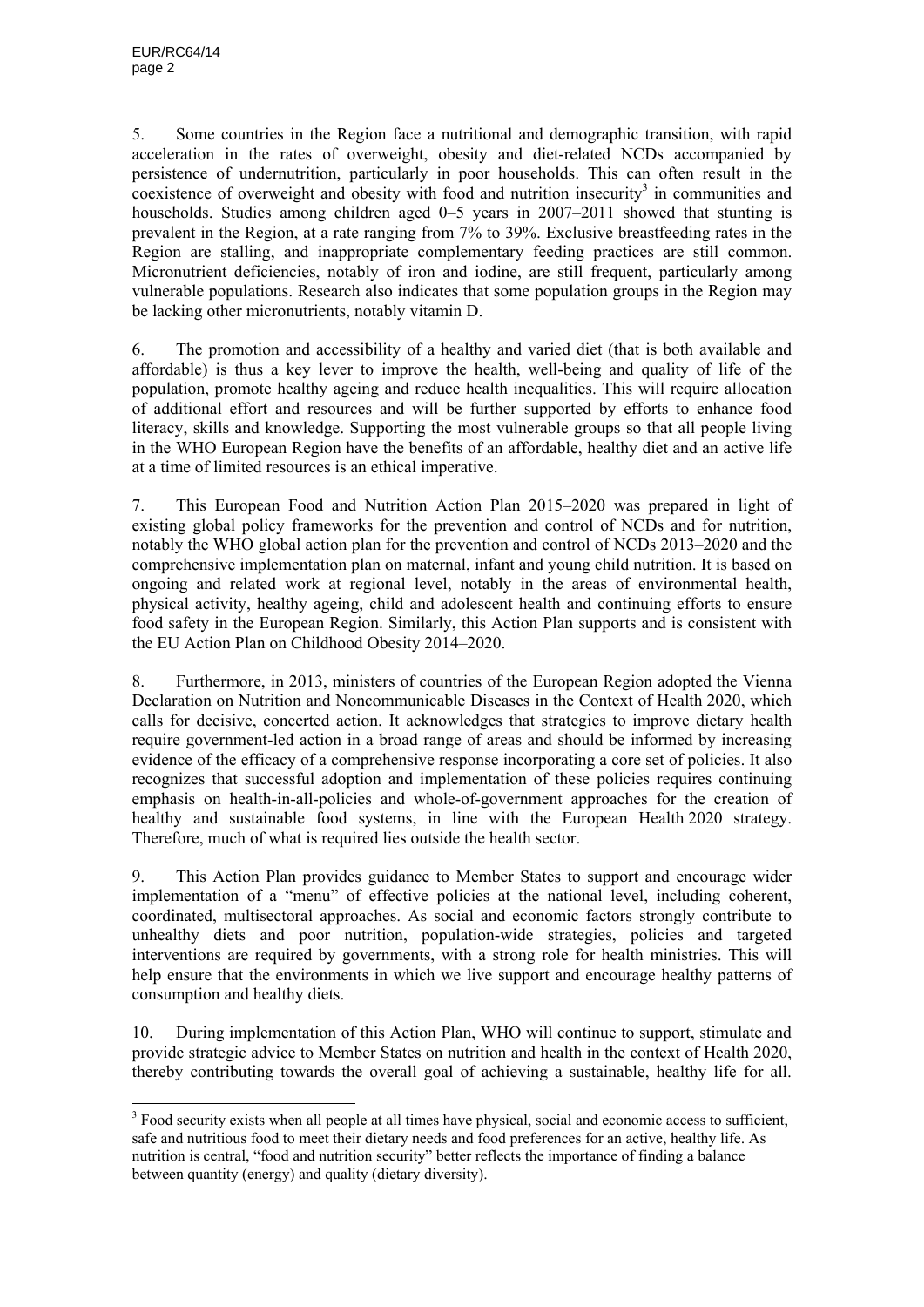5. Some countries in the Region face a nutritional and demographic transition, with rapid acceleration in the rates of overweight, obesity and diet-related NCDs accompanied by persistence of undernutrition, particularly in poor households. This can often result in the coexistence of overweight and obesity with food and nutrition insecurity[3] in communities and households. Studies among children aged 0–5 years in 2007–2011 showed that stunting is prevalent in the Region, at a rate ranging from 7% to 39%. Exclusive breastfeeding rates in the Region are stalling, and inappropriate complementary feeding practices are still common. Micronutrient deficiencies, notably of iron and iodine, are still frequent, particularly among vulnerable populations. Research also indicates that some population groups in the Region may be lacking other micronutrients, notably vitamin D.

6. The promotion and accessibility of a healthy and varied diet (that is both available and affordable) is thus a key lever to improve the health, well-being and quality of life of the population, promote healthy ageing and reduce health inequalities. This will require allocation of additional effort and resources and will be further supported by efforts to enhance food literacy, skills and knowledge. Supporting the most vulnerable groups so that all people living in the WHO European Region have the benefits of an affordable, healthy diet and an active life at a time of limited resources is an ethical imperative.

7. This European Food and Nutrition Action Plan 2015–2020 was prepared in light of existing global policy frameworks for the prevention and control of NCDs and for nutrition, notably the WHO global action plan for the prevention and control of NCDs 2013–2020 and the comprehensive implementation plan on maternal, infant and young child nutrition. It is based on ongoing and related work at regional level, notably in the areas of environmental health, physical activity, healthy ageing, child and adolescent health and continuing efforts to ensure food safety in the European Region. Similarly, this Action Plan supports and is consistent with the EU Action Plan on Childhood Obesity 2014–2020.

8. Furthermore, in 2013, ministers of countries of the European Region adopted the Vienna Declaration on Nutrition and Noncommunicable Diseases in the Context of Health 2020, which calls for decisive, concerted action. It acknowledges that strategies to improve dietary health require government-led action in a broad range of areas and should be informed by increasing evidence of the efficacy of a comprehensive response incorporating a core set of policies. It also recognizes that successful adoption and implementation of these policies requires continuing emphasis on health-in-all-policies and whole-of-government approaches for the creation of healthy and sustainable food systems, in line with the European Health 2020 strategy. Therefore, much of what is required lies outside the health sector.

9. This Action Plan provides guidance to Member States to support and encourage wider implementation of a "menu" of effective policies at the national level, including coherent, coordinated, multisectoral approaches. As social and economic factors strongly contribute to unhealthy diets and poor nutrition, population-wide strategies, policies and targeted interventions are required by governments, with a strong role for health ministries. This will help ensure that the environments in which we live support and encourage healthy patterns of consumption and healthy diets.

10. During implementation of this Action Plan, WHO will continue to support, stimulate and provide strategic advice to Member States on nutrition and health in the context of Health 2020, thereby contributing towards the overall goal of achieving a sustainable, healthy life for all.

---

[3] Food security exists when all people at all times have physical, social and economic access to sufficient, safe and nutritious food to meet their dietary needs and food preferences for an active, healthy life. As nutrition is central, "food and nutrition security" better reflects the importance of finding a balance between quantity (energy) and quality (dietary diversity).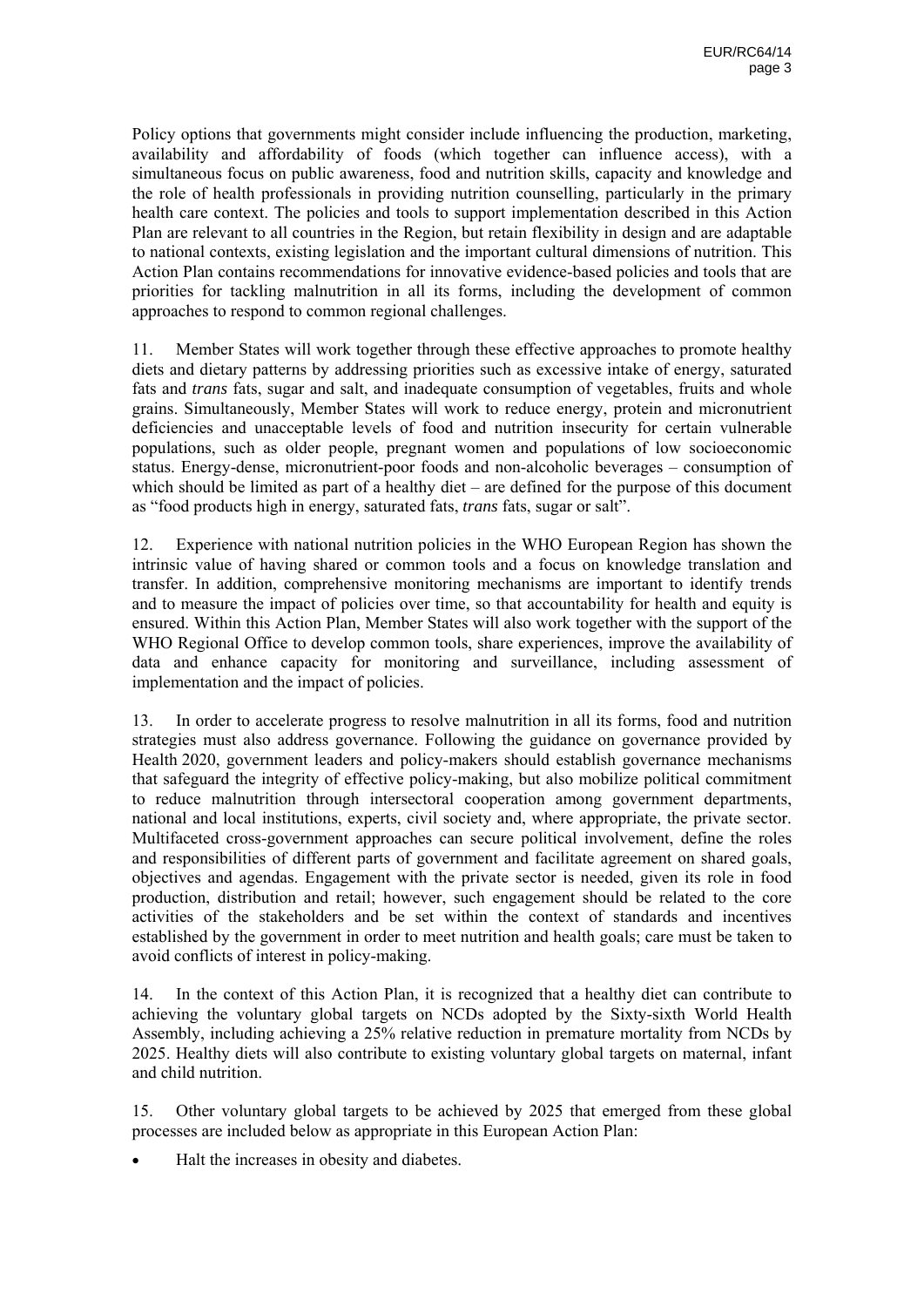Policy options that governments might consider include influencing the production, marketing, availability and affordability of foods (which together can influence access), with a simultaneous focus on public awareness, food and nutrition skills, capacity and knowledge and the role of health professionals in providing nutrition counselling, particularly in the primary health care context. The policies and tools to support implementation described in this Action Plan are relevant to all countries in the Region, but retain flexibility in design and are adaptable to national contexts, existing legislation and the important cultural dimensions of nutrition. This Action Plan contains recommendations for innovative evidence-based policies and tools that are priorities for tackling malnutrition in all its forms, including the development of common approaches to respond to common regional challenges.

11. Member States will work together through these effective approaches to promote healthy diets and dietary patterns by addressing priorities such as excessive intake of energy, saturated fats and *trans* fats, sugar and salt, and inadequate consumption of vegetables, fruits and whole grains. Simultaneously, Member States will work to reduce energy, protein and micronutrient deficiencies and unacceptable levels of food and nutrition insecurity for certain vulnerable populations, such as older people, pregnant women and populations of low socioeconomic status. Energy-dense, micronutrient-poor foods and non-alcoholic beverages – consumption of which should be limited as part of a healthy diet – are defined for the purpose of this document as "food products high in energy, saturated fats, *trans* fats, sugar or salt".

12. Experience with national nutrition policies in the WHO European Region has shown the intrinsic value of having shared or common tools and a focus on knowledge translation and transfer. In addition, comprehensive monitoring mechanisms are important to identify trends and to measure the impact of policies over time, so that accountability for health and equity is ensured. Within this Action Plan, Member States will also work together with the support of the WHO Regional Office to develop common tools, share experiences, improve the availability of data and enhance capacity for monitoring and surveillance, including assessment of implementation and the impact of policies.

13. In order to accelerate progress to resolve malnutrition in all its forms, food and nutrition strategies must also address governance. Following the guidance on governance provided by Health 2020, government leaders and policy-makers should establish governance mechanisms that safeguard the integrity of effective policy-making, but also mobilize political commitment to reduce malnutrition through intersectoral cooperation among government departments, national and local institutions, experts, civil society and, where appropriate, the private sector. Multifaceted cross-government approaches can secure political involvement, define the roles and responsibilities of different parts of government and facilitate agreement on shared goals, objectives and agendas. Engagement with the private sector is needed, given its role in food production, distribution and retail; however, such engagement should be related to the core activities of the stakeholders and be set within the context of standards and incentives established by the government in order to meet nutrition and health goals; care must be taken to avoid conflicts of interest in policy-making.

14. In the context of this Action Plan, it is recognized that a healthy diet can contribute to achieving the voluntary global targets on NCDs adopted by the Sixty-sixth World Health Assembly, including achieving a 25% relative reduction in premature mortality from NCDs by 2025. Healthy diets will also contribute to existing voluntary global targets on maternal, infant and child nutrition.

15. Other voluntary global targets to be achieved by 2025 that emerged from these global processes are included below as appropriate in this European Action Plan:

- Halt the increases in obesity and diabetes.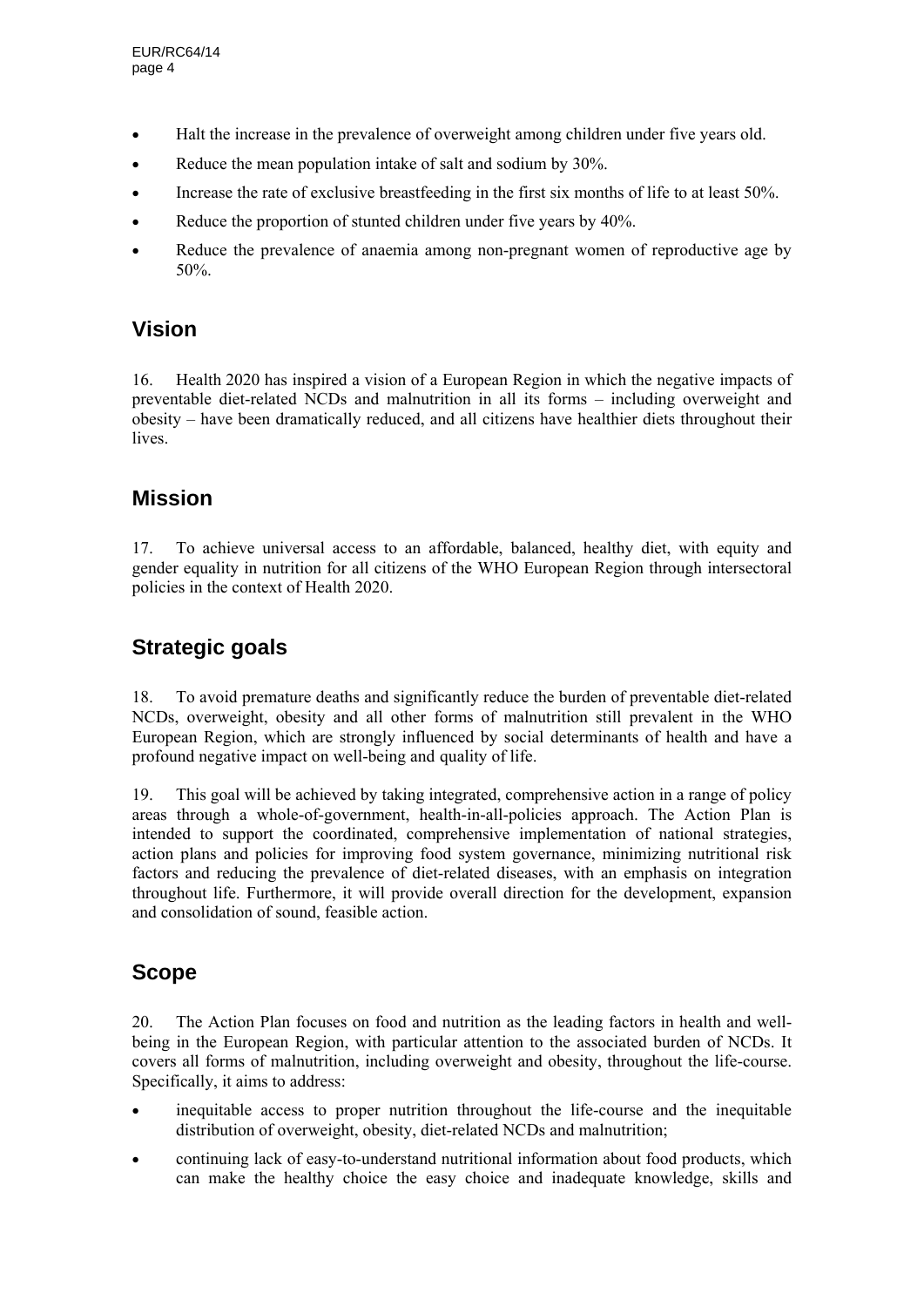- Halt the increase in the prevalence of overweight among children under five years old.
- Reduce the mean population intake of salt and sodium by 30%.
- Increase the rate of exclusive breastfeeding in the first six months of life to at least 50%.
- Reduce the proportion of stunted children under five years by 40%.
- Reduce the prevalence of anaemia among non-pregnant women of reproductive age by 50%.

## Vision

16. Health 2020 has inspired a vision of a European Region in which the negative impacts of preventable diet-related NCDs and malnutrition in all its forms – including overweight and obesity – have been dramatically reduced, and all citizens have healthier diets throughout their lives.

## Mission

17. To achieve universal access to an affordable, balanced, healthy diet, with equity and gender equality in nutrition for all citizens of the WHO European Region through intersectoral policies in the context of Health 2020.

## Strategic goals

18. To avoid premature deaths and significantly reduce the burden of preventable diet-related NCDs, overweight, obesity and all other forms of malnutrition still prevalent in the WHO European Region, which are strongly influenced by social determinants of health and have a profound negative impact on well-being and quality of life.

19. This goal will be achieved by taking integrated, comprehensive action in a range of policy areas through a whole-of-government, health-in-all-policies approach. The Action Plan is intended to support the coordinated, comprehensive implementation of national strategies, action plans and policies for improving food system governance, minimizing nutritional risk factors and reducing the prevalence of diet-related diseases, with an emphasis on integration throughout life. Furthermore, it will provide overall direction for the development, expansion and consolidation of sound, feasible action.

## Scope

20. The Action Plan focuses on food and nutrition as the leading factors in health and well-being in the European Region, with particular attention to the associated burden of NCDs. It covers all forms of malnutrition, including overweight and obesity, throughout the life-course. Specifically, it aims to address:

- inequitable access to proper nutrition throughout the life-course and the inequitable distribution of overweight, obesity, diet-related NCDs and malnutrition;
- continuing lack of easy-to-understand nutritional information about food products, which can make the healthy choice the easy choice and inadequate knowledge, skills and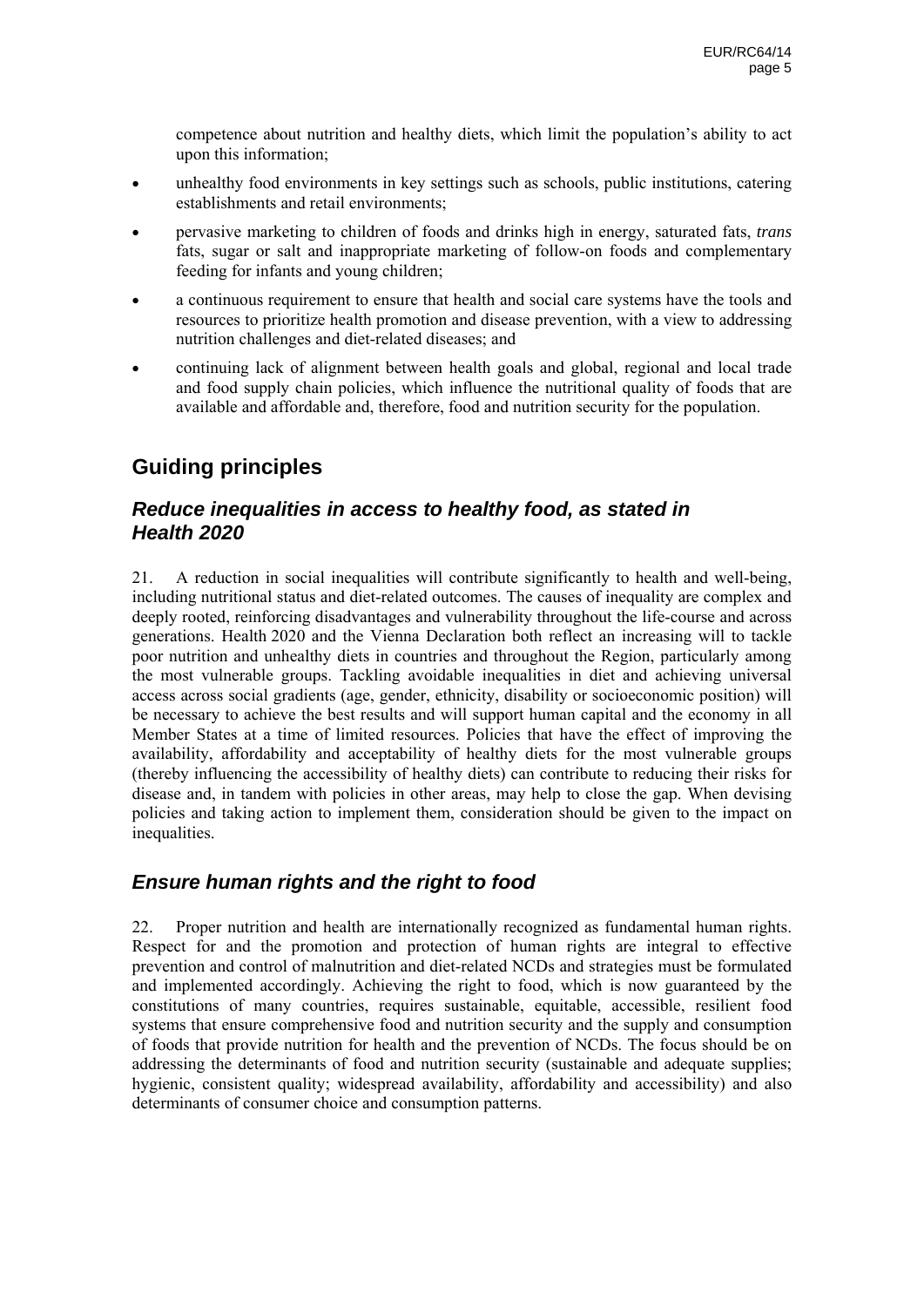competence about nutrition and healthy diets, which limit the population's ability to act upon this information;

- unhealthy food environments in key settings such as schools, public institutions, catering establishments and retail environments;
- pervasive marketing to children of foods and drinks high in energy, saturated fats, *trans* fats, sugar or salt and inappropriate marketing of follow-on foods and complementary feeding for infants and young children;
- a continuous requirement to ensure that health and social care systems have the tools and resources to prioritize health promotion and disease prevention, with a view to addressing nutrition challenges and diet-related diseases; and
- continuing lack of alignment between health goals and global, regional and local trade and food supply chain policies, which influence the nutritional quality of foods that are available and affordable and, therefore, food and nutrition security for the population.

## Guiding principles

### *Reduce inequalities in access to healthy food, as stated in Health 2020*

21. A reduction in social inequalities will contribute significantly to health and well-being, including nutritional status and diet-related outcomes. The causes of inequality are complex and deeply rooted, reinforcing disadvantages and vulnerability throughout the life-course and across generations. Health 2020 and the Vienna Declaration both reflect an increasing will to tackle poor nutrition and unhealthy diets in countries and throughout the Region, particularly among the most vulnerable groups. Tackling avoidable inequalities in diet and achieving universal access across social gradients (age, gender, ethnicity, disability or socioeconomic position) will be necessary to achieve the best results and will support human capital and the economy in all Member States at a time of limited resources. Policies that have the effect of improving the availability, affordability and acceptability of healthy diets for the most vulnerable groups (thereby influencing the accessibility of healthy diets) can contribute to reducing their risks for disease and, in tandem with policies in other areas, may help to close the gap. When devising policies and taking action to implement them, consideration should be given to the impact on inequalities.

### *Ensure human rights and the right to food*

22. Proper nutrition and health are internationally recognized as fundamental human rights. Respect for and the promotion and protection of human rights are integral to effective prevention and control of malnutrition and diet-related NCDs and strategies must be formulated and implemented accordingly. Achieving the right to food, which is now guaranteed by the constitutions of many countries, requires sustainable, equitable, accessible, resilient food systems that ensure comprehensive food and nutrition security and the supply and consumption of foods that provide nutrition for health and the prevention of NCDs. The focus should be on addressing the determinants of food and nutrition security (sustainable and adequate supplies; hygienic, consistent quality; widespread availability, affordability and accessibility) and also determinants of consumer choice and consumption patterns.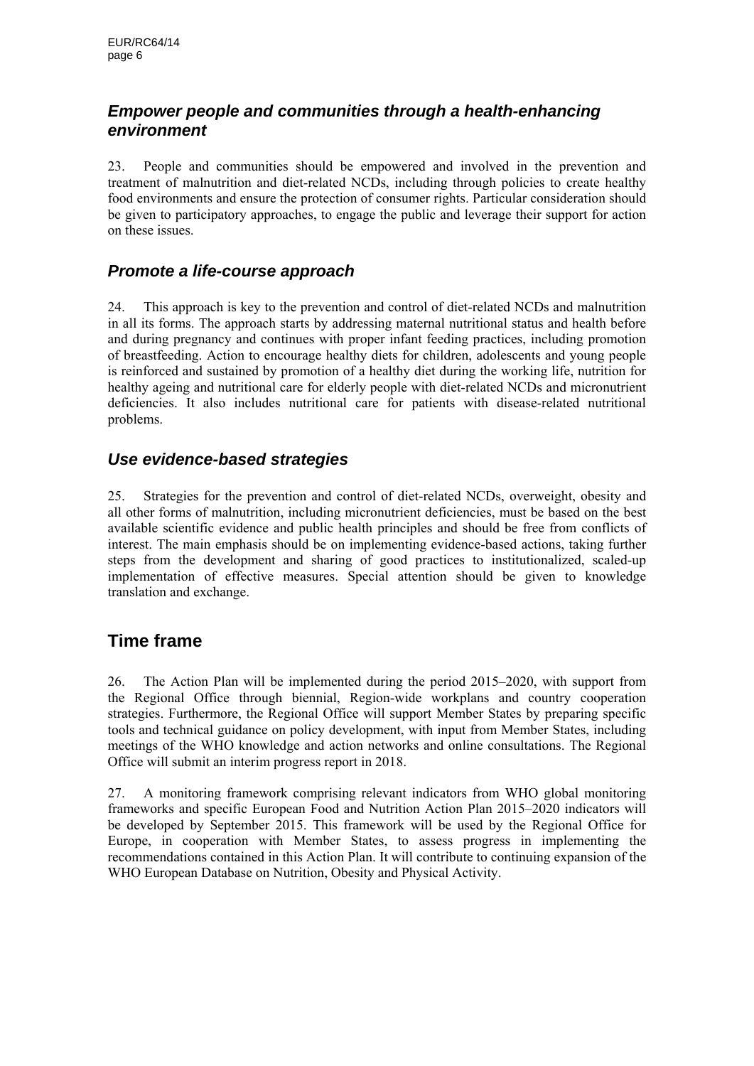### *Empower people and communities through a health-enhancing environment*

23. People and communities should be empowered and involved in the prevention and treatment of malnutrition and diet-related NCDs, including through policies to create healthy food environments and ensure the protection of consumer rights. Particular consideration should be given to participatory approaches, to engage the public and leverage their support for action on these issues.

### *Promote a life-course approach*

24. This approach is key to the prevention and control of diet-related NCDs and malnutrition in all its forms. The approach starts by addressing maternal nutritional status and health before and during pregnancy and continues with proper infant feeding practices, including promotion of breastfeeding. Action to encourage healthy diets for children, adolescents and young people is reinforced and sustained by promotion of a healthy diet during the working life, nutrition for healthy ageing and nutritional care for elderly people with diet-related NCDs and micronutrient deficiencies. It also includes nutritional care for patients with disease-related nutritional problems.

### *Use evidence-based strategies*

25. Strategies for the prevention and control of diet-related NCDs, overweight, obesity and all other forms of malnutrition, including micronutrient deficiencies, must be based on the best available scientific evidence and public health principles and should be free from conflicts of interest. The main emphasis should be on implementing evidence-based actions, taking further steps from the development and sharing of good practices to institutionalized, scaled-up implementation of effective measures. Special attention should be given to knowledge translation and exchange.

## Time frame

26. The Action Plan will be implemented during the period 2015–2020, with support from the Regional Office through biennial, Region-wide workplans and country cooperation strategies. Furthermore, the Regional Office will support Member States by preparing specific tools and technical guidance on policy development, with input from Member States, including meetings of the WHO knowledge and action networks and online consultations. The Regional Office will submit an interim progress report in 2018.

27. A monitoring framework comprising relevant indicators from WHO global monitoring frameworks and specific European Food and Nutrition Action Plan 2015–2020 indicators will be developed by September 2015. This framework will be used by the Regional Office for Europe, in cooperation with Member States, to assess progress in implementing the recommendations contained in this Action Plan. It will contribute to continuing expansion of the WHO European Database on Nutrition, Obesity and Physical Activity.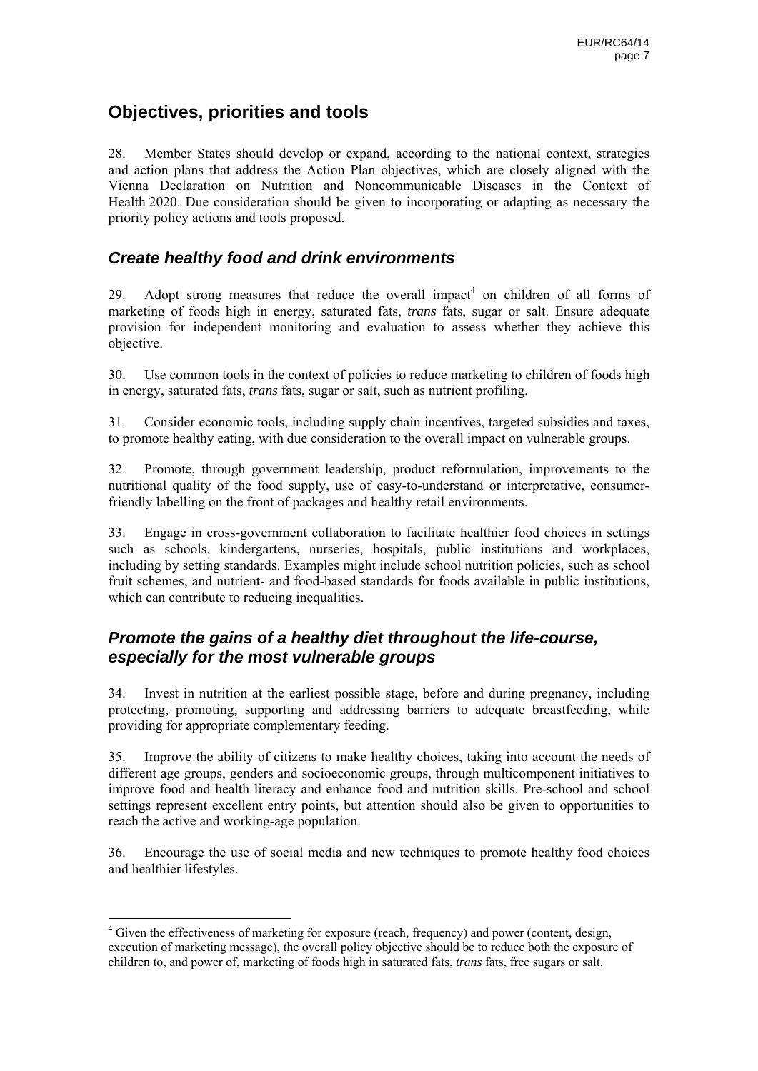## Objectives, priorities and tools

28. Member States should develop or expand, according to the national context, strategies and action plans that address the Action Plan objectives, which are closely aligned with the Vienna Declaration on Nutrition and Noncommunicable Diseases in the Context of Health 2020. Due consideration should be given to incorporating or adapting as necessary the priority policy actions and tools proposed.

### *Create healthy food and drink environments*

29. Adopt strong measures that reduce the overall impact[4] on children of all forms of marketing of foods high in energy, saturated fats, *trans* fats, sugar or salt. Ensure adequate provision for independent monitoring and evaluation to assess whether they achieve this objective.

30. Use common tools in the context of policies to reduce marketing to children of foods high in energy, saturated fats, *trans* fats, sugar or salt, such as nutrient profiling.

31. Consider economic tools, including supply chain incentives, targeted subsidies and taxes, to promote healthy eating, with due consideration to the overall impact on vulnerable groups.

32. Promote, through government leadership, product reformulation, improvements to the nutritional quality of the food supply, use of easy-to-understand or interpretative, consumer-friendly labelling on the front of packages and healthy retail environments.

33. Engage in cross-government collaboration to facilitate healthier food choices in settings such as schools, kindergartens, nurseries, hospitals, public institutions and workplaces, including by setting standards. Examples might include school nutrition policies, such as school fruit schemes, and nutrient- and food-based standards for foods available in public institutions, which can contribute to reducing inequalities.

### *Promote the gains of a healthy diet throughout the life-course, especially for the most vulnerable groups*

34. Invest in nutrition at the earliest possible stage, before and during pregnancy, including protecting, promoting, supporting and addressing barriers to adequate breastfeeding, while providing for appropriate complementary feeding.

35. Improve the ability of citizens to make healthy choices, taking into account the needs of different age groups, genders and socioeconomic groups, through multicomponent initiatives to improve food and health literacy and enhance food and nutrition skills. Pre-school and school settings represent excellent entry points, but attention should also be given to opportunities to reach the active and working-age population.

36. Encourage the use of social media and new techniques to promote healthy food choices and healthier lifestyles.

---

[4] Given the effectiveness of marketing for exposure (reach, frequency) and power (content, design, execution of marketing message), the overall policy objective should be to reduce both the exposure of children to, and power of, marketing of foods high in saturated fats, *trans* fats, free sugars or salt.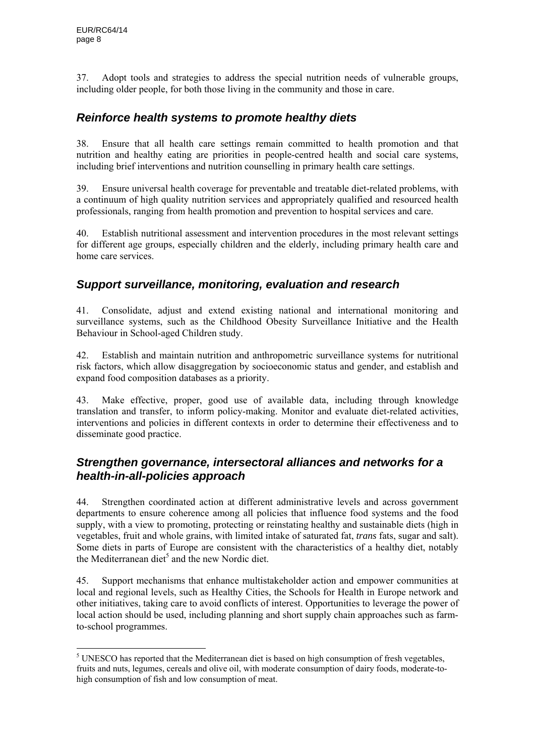37. Adopt tools and strategies to address the special nutrition needs of vulnerable groups, including older people, for both those living in the community and those in care.

## *Reinforce health systems to promote healthy diets*

38. Ensure that all health care settings remain committed to health promotion and that nutrition and healthy eating are priorities in people-centred health and social care systems, including brief interventions and nutrition counselling in primary health care settings.

39. Ensure universal health coverage for preventable and treatable diet-related problems, with a continuum of high quality nutrition services and appropriately qualified and resourced health professionals, ranging from health promotion and prevention to hospital services and care.

40. Establish nutritional assessment and intervention procedures in the most relevant settings for different age groups, especially children and the elderly, including primary health care and home care services.

## *Support surveillance, monitoring, evaluation and research*

41. Consolidate, adjust and extend existing national and international monitoring and surveillance systems, such as the Childhood Obesity Surveillance Initiative and the Health Behaviour in School-aged Children study.

42. Establish and maintain nutrition and anthropometric surveillance systems for nutritional risk factors, which allow disaggregation by socioeconomic status and gender, and establish and expand food composition databases as a priority.

43. Make effective, proper, good use of available data, including through knowledge translation and transfer, to inform policy-making. Monitor and evaluate diet-related activities, interventions and policies in different contexts in order to determine their effectiveness and to disseminate good practice.

## *Strengthen governance, intersectoral alliances and networks for a health-in-all-policies approach*

44. Strengthen coordinated action at different administrative levels and across government departments to ensure coherence among all policies that influence food systems and the food supply, with a view to promoting, protecting or reinstating healthy and sustainable diets (high in vegetables, fruit and whole grains, with limited intake of saturated fat, *trans* fats, sugar and salt). Some diets in parts of Europe are consistent with the characteristics of a healthy diet, notably the Mediterranean diet[5] and the new Nordic diet.

45. Support mechanisms that enhance multistakeholder action and empower communities at local and regional levels, such as Healthy Cities, the Schools for Health in Europe network and other initiatives, taking care to avoid conflicts of interest. Opportunities to leverage the power of local action should be used, including planning and short supply chain approaches such as farm-to-school programmes.

---

[5] UNESCO has reported that the Mediterranean diet is based on high consumption of fresh vegetables, fruits and nuts, legumes, cereals and olive oil, with moderate consumption of dairy foods, moderate-to-high consumption of fish and low consumption of meat.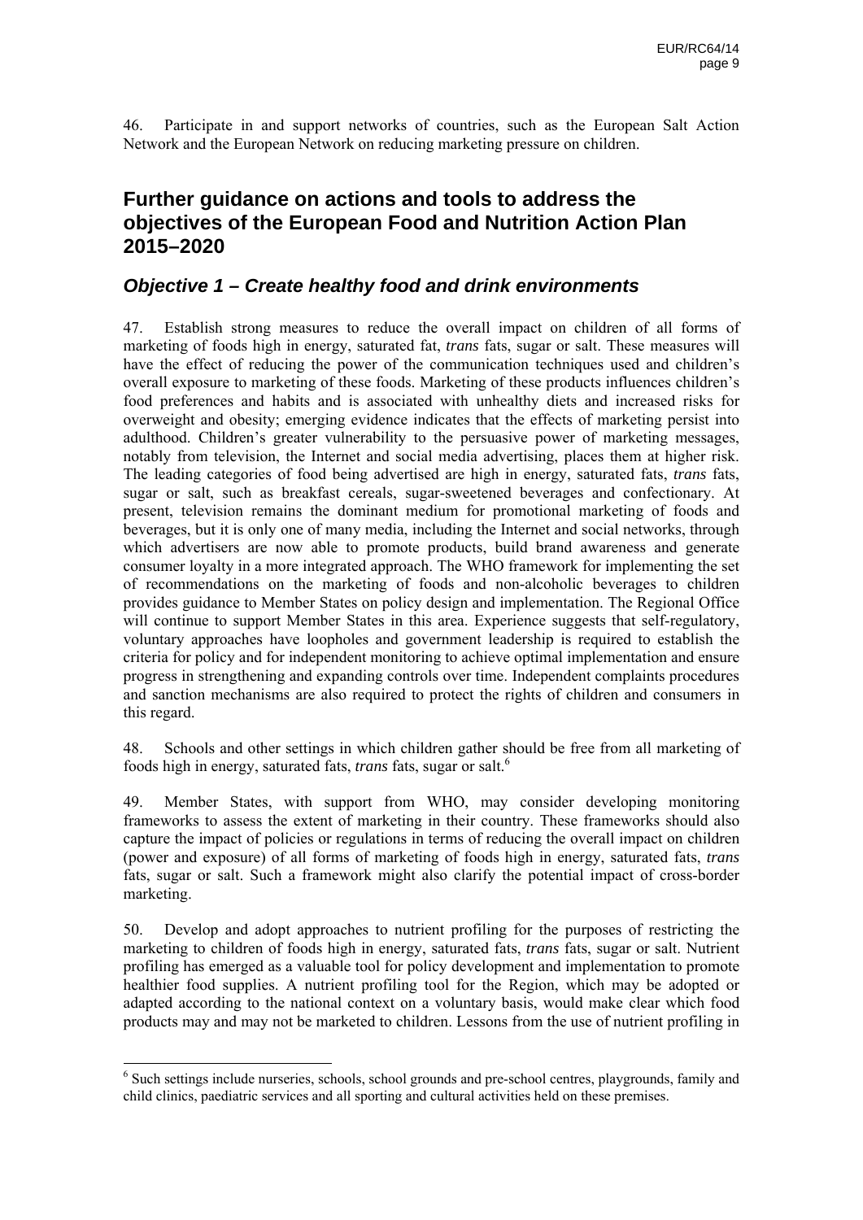46. Participate in and support networks of countries, such as the European Salt Action Network and the European Network on reducing marketing pressure on children.

## Further guidance on actions and tools to address the objectives of the European Food and Nutrition Action Plan 2015–2020

### *Objective 1 – Create healthy food and drink environments*

47. Establish strong measures to reduce the overall impact on children of all forms of marketing of foods high in energy, saturated fat, *trans* fats, sugar or salt. These measures will have the effect of reducing the power of the communication techniques used and children's overall exposure to marketing of these foods. Marketing of these products influences children's food preferences and habits and is associated with unhealthy diets and increased risks for overweight and obesity; emerging evidence indicates that the effects of marketing persist into adulthood. Children's greater vulnerability to the persuasive power of marketing messages, notably from television, the Internet and social media advertising, places them at higher risk. The leading categories of food being advertised are high in energy, saturated fats, *trans* fats, sugar or salt, such as breakfast cereals, sugar-sweetened beverages and confectionary. At present, television remains the dominant medium for promotional marketing of foods and beverages, but it is only one of many media, including the Internet and social networks, through which advertisers are now able to promote products, build brand awareness and generate consumer loyalty in a more integrated approach. The WHO framework for implementing the set of recommendations on the marketing of foods and non-alcoholic beverages to children provides guidance to Member States on policy design and implementation. The Regional Office will continue to support Member States in this area. Experience suggests that self-regulatory, voluntary approaches have loopholes and government leadership is required to establish the criteria for policy and for independent monitoring to achieve optimal implementation and ensure progress in strengthening and expanding controls over time. Independent complaints procedures and sanction mechanisms are also required to protect the rights of children and consumers in this regard.

48. Schools and other settings in which children gather should be free from all marketing of foods high in energy, saturated fats, *trans* fats, sugar or salt.[6]

49. Member States, with support from WHO, may consider developing monitoring frameworks to assess the extent of marketing in their country. These frameworks should also capture the impact of policies or regulations in terms of reducing the overall impact on children (power and exposure) of all forms of marketing of foods high in energy, saturated fats, *trans* fats, sugar or salt. Such a framework might also clarify the potential impact of cross-border marketing.

50. Develop and adopt approaches to nutrient profiling for the purposes of restricting the marketing to children of foods high in energy, saturated fats, *trans* fats, sugar or salt. Nutrient profiling has emerged as a valuable tool for policy development and implementation to promote healthier food supplies. A nutrient profiling tool for the Region, which may be adopted or adapted according to the national context on a voluntary basis, would make clear which food products may and may not be marketed to children. Lessons from the use of nutrient profiling in

---

[6] Such settings include nurseries, schools, school grounds and pre-school centres, playgrounds, family and child clinics, paediatric services and all sporting and cultural activities held on these premises.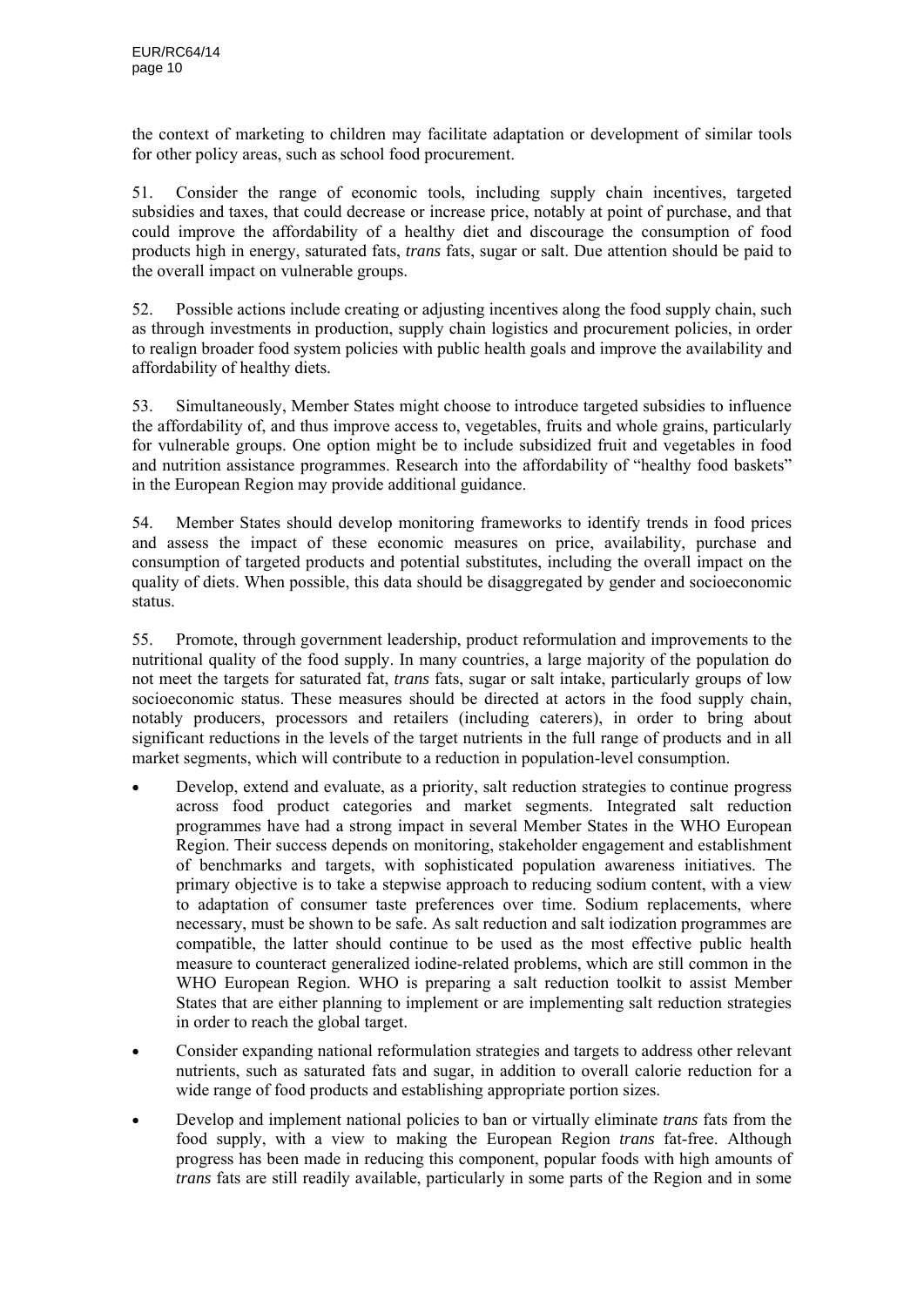the context of marketing to children may facilitate adaptation or development of similar tools for other policy areas, such as school food procurement.

51. Consider the range of economic tools, including supply chain incentives, targeted subsidies and taxes, that could decrease or increase price, notably at point of purchase, and that could improve the affordability of a healthy diet and discourage the consumption of food products high in energy, saturated fats, *trans* fats, sugar or salt. Due attention should be paid to the overall impact on vulnerable groups.

52. Possible actions include creating or adjusting incentives along the food supply chain, such as through investments in production, supply chain logistics and procurement policies, in order to realign broader food system policies with public health goals and improve the availability and affordability of healthy diets.

53. Simultaneously, Member States might choose to introduce targeted subsidies to influence the affordability of, and thus improve access to, vegetables, fruits and whole grains, particularly for vulnerable groups. One option might be to include subsidized fruit and vegetables in food and nutrition assistance programmes. Research into the affordability of "healthy food baskets" in the European Region may provide additional guidance.

54. Member States should develop monitoring frameworks to identify trends in food prices and assess the impact of these economic measures on price, availability, purchase and consumption of targeted products and potential substitutes, including the overall impact on the quality of diets. When possible, this data should be disaggregated by gender and socioeconomic status.

55. Promote, through government leadership, product reformulation and improvements to the nutritional quality of the food supply. In many countries, a large majority of the population do not meet the targets for saturated fat, *trans* fats, sugar or salt intake, particularly groups of low socioeconomic status. These measures should be directed at actors in the food supply chain, notably producers, processors and retailers (including caterers), in order to bring about significant reductions in the levels of the target nutrients in the full range of products and in all market segments, which will contribute to a reduction in population-level consumption.

- Develop, extend and evaluate, as a priority, salt reduction strategies to continue progress across food product categories and market segments. Integrated salt reduction programmes have had a strong impact in several Member States in the WHO European Region. Their success depends on monitoring, stakeholder engagement and establishment of benchmarks and targets, with sophisticated population awareness initiatives. The primary objective is to take a stepwise approach to reducing sodium content, with a view to adaptation of consumer taste preferences over time. Sodium replacements, where necessary, must be shown to be safe. As salt reduction and salt iodization programmes are compatible, the latter should continue to be used as the most effective public health measure to counteract generalized iodine-related problems, which are still common in the WHO European Region. WHO is preparing a salt reduction toolkit to assist Member States that are either planning to implement or are implementing salt reduction strategies in order to reach the global target.
- Consider expanding national reformulation strategies and targets to address other relevant nutrients, such as saturated fats and sugar, in addition to overall calorie reduction for a wide range of food products and establishing appropriate portion sizes.
- Develop and implement national policies to ban or virtually eliminate *trans* fats from the food supply, with a view to making the European Region *trans* fat-free. Although progress has been made in reducing this component, popular foods with high amounts of *trans* fats are still readily available, particularly in some parts of the Region and in some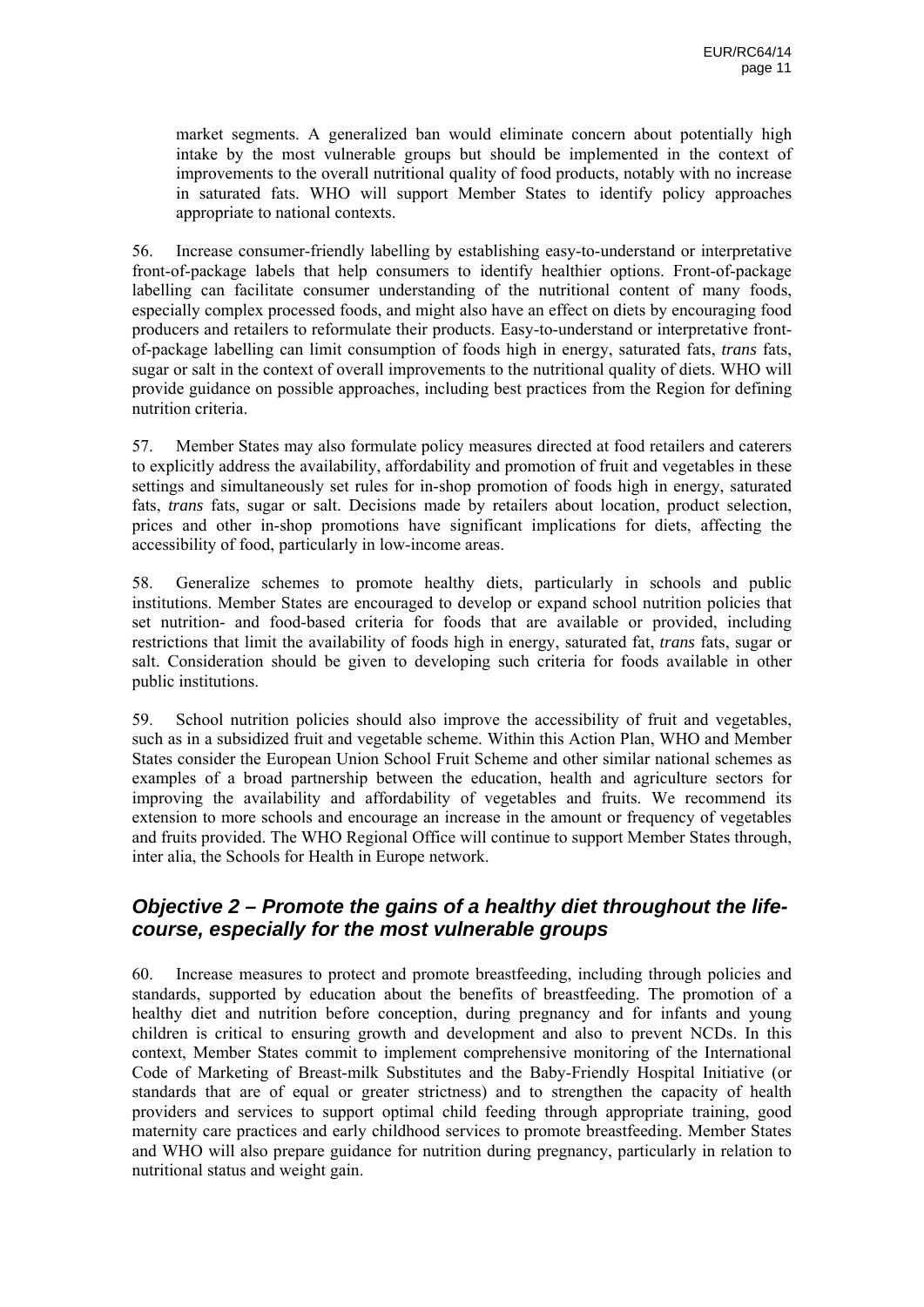market segments. A generalized ban would eliminate concern about potentially high intake by the most vulnerable groups but should be implemented in the context of improvements to the overall nutritional quality of food products, notably with no increase in saturated fats. WHO will support Member States to identify policy approaches appropriate to national contexts.

56. Increase consumer-friendly labelling by establishing easy-to-understand or interpretative front-of-package labels that help consumers to identify healthier options. Front-of-package labelling can facilitate consumer understanding of the nutritional content of many foods, especially complex processed foods, and might also have an effect on diets by encouraging food producers and retailers to reformulate their products. Easy-to-understand or interpretative front-of-package labelling can limit consumption of foods high in energy, saturated fats, *trans* fats, sugar or salt in the context of overall improvements to the nutritional quality of diets. WHO will provide guidance on possible approaches, including best practices from the Region for defining nutrition criteria.

57. Member States may also formulate policy measures directed at food retailers and caterers to explicitly address the availability, affordability and promotion of fruit and vegetables in these settings and simultaneously set rules for in-shop promotion of foods high in energy, saturated fats, *trans* fats, sugar or salt. Decisions made by retailers about location, product selection, prices and other in-shop promotions have significant implications for diets, affecting the accessibility of food, particularly in low-income areas.

58. Generalize schemes to promote healthy diets, particularly in schools and public institutions. Member States are encouraged to develop or expand school nutrition policies that set nutrition- and food-based criteria for foods that are available or provided, including restrictions that limit the availability of foods high in energy, saturated fat, *trans* fats, sugar or salt. Consideration should be given to developing such criteria for foods available in other public institutions.

59. School nutrition policies should also improve the accessibility of fruit and vegetables, such as in a subsidized fruit and vegetable scheme. Within this Action Plan, WHO and Member States consider the European Union School Fruit Scheme and other similar national schemes as examples of a broad partnership between the education, health and agriculture sectors for improving the availability and affordability of vegetables and fruits. We recommend its extension to more schools and encourage an increase in the amount or frequency of vegetables and fruits provided. The WHO Regional Office will continue to support Member States through, inter alia, the Schools for Health in Europe network.

## *Objective 2 – Promote the gains of a healthy diet throughout the life-course, especially for the most vulnerable groups*

60. Increase measures to protect and promote breastfeeding, including through policies and standards, supported by education about the benefits of breastfeeding. The promotion of a healthy diet and nutrition before conception, during pregnancy and for infants and young children is critical to ensuring growth and development and also to prevent NCDs. In this context, Member States commit to implement comprehensive monitoring of the International Code of Marketing of Breast-milk Substitutes and the Baby-Friendly Hospital Initiative (or standards that are of equal or greater strictness) and to strengthen the capacity of health providers and services to support optimal child feeding through appropriate training, good maternity care practices and early childhood services to promote breastfeeding. Member States and WHO will also prepare guidance for nutrition during pregnancy, particularly in relation to nutritional status and weight gain.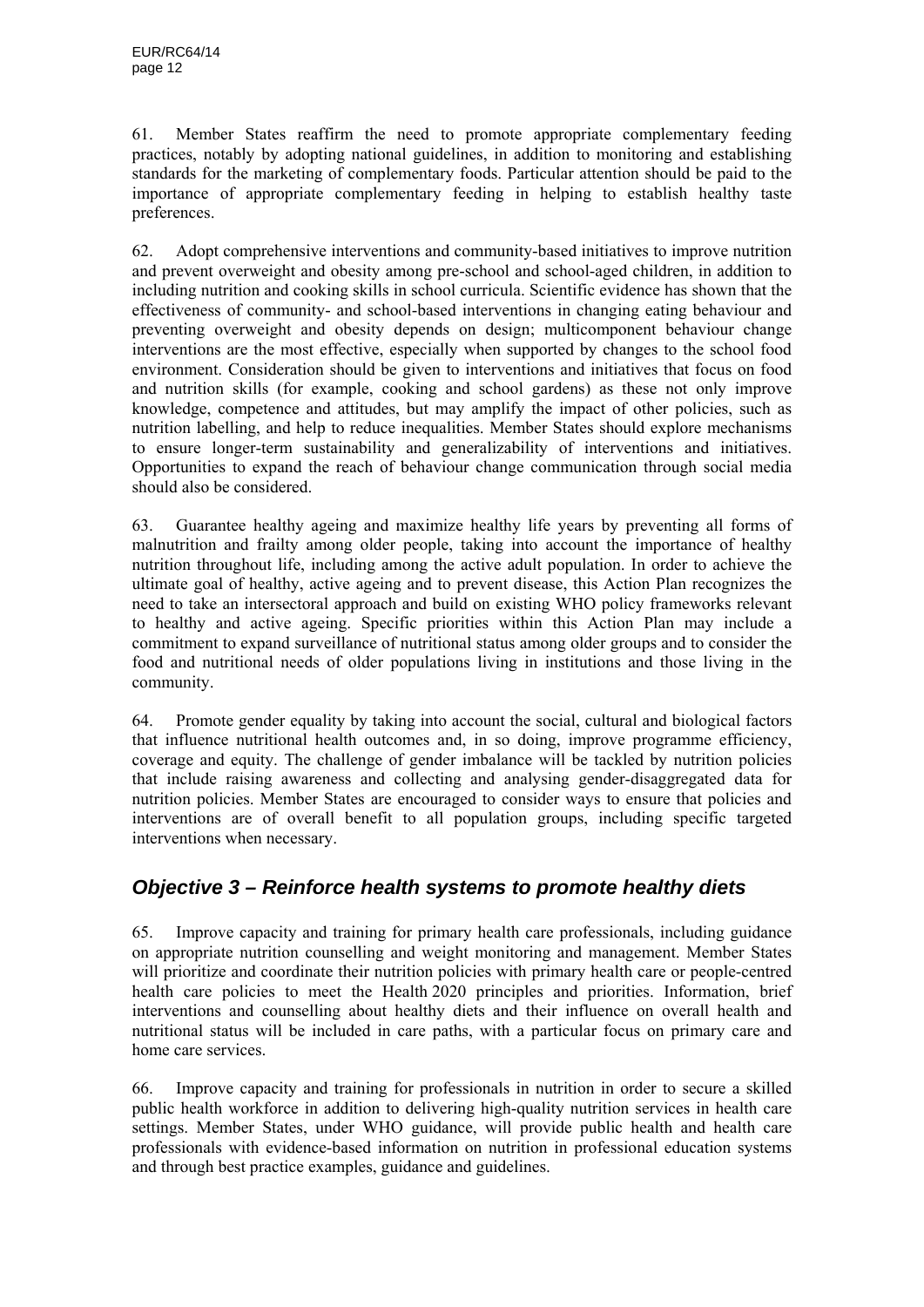61. Member States reaffirm the need to promote appropriate complementary feeding practices, notably by adopting national guidelines, in addition to monitoring and establishing standards for the marketing of complementary foods. Particular attention should be paid to the importance of appropriate complementary feeding in helping to establish healthy taste preferences.

62. Adopt comprehensive interventions and community-based initiatives to improve nutrition and prevent overweight and obesity among pre-school and school-aged children, in addition to including nutrition and cooking skills in school curricula. Scientific evidence has shown that the effectiveness of community- and school-based interventions in changing eating behaviour and preventing overweight and obesity depends on design; multicomponent behaviour change interventions are the most effective, especially when supported by changes to the school food environment. Consideration should be given to interventions and initiatives that focus on food and nutrition skills (for example, cooking and school gardens) as these not only improve knowledge, competence and attitudes, but may amplify the impact of other policies, such as nutrition labelling, and help to reduce inequalities. Member States should explore mechanisms to ensure longer-term sustainability and generalizability of interventions and initiatives. Opportunities to expand the reach of behaviour change communication through social media should also be considered.

63. Guarantee healthy ageing and maximize healthy life years by preventing all forms of malnutrition and frailty among older people, taking into account the importance of healthy nutrition throughout life, including among the active adult population. In order to achieve the ultimate goal of healthy, active ageing and to prevent disease, this Action Plan recognizes the need to take an intersectoral approach and build on existing WHO policy frameworks relevant to healthy and active ageing. Specific priorities within this Action Plan may include a commitment to expand surveillance of nutritional status among older groups and to consider the food and nutritional needs of older populations living in institutions and those living in the community.

64. Promote gender equality by taking into account the social, cultural and biological factors that influence nutritional health outcomes and, in so doing, improve programme efficiency, coverage and equity. The challenge of gender imbalance will be tackled by nutrition policies that include raising awareness and collecting and analysing gender-disaggregated data for nutrition policies. Member States are encouraged to consider ways to ensure that policies and interventions are of overall benefit to all population groups, including specific targeted interventions when necessary.

## *Objective 3 – Reinforce health systems to promote healthy diets*

65. Improve capacity and training for primary health care professionals, including guidance on appropriate nutrition counselling and weight monitoring and management. Member States will prioritize and coordinate their nutrition policies with primary health care or people-centred health care policies to meet the Health 2020 principles and priorities. Information, brief interventions and counselling about healthy diets and their influence on overall health and nutritional status will be included in care paths, with a particular focus on primary care and home care services.

66. Improve capacity and training for professionals in nutrition in order to secure a skilled public health workforce in addition to delivering high-quality nutrition services in health care settings. Member States, under WHO guidance, will provide public health and health care professionals with evidence-based information on nutrition in professional education systems and through best practice examples, guidance and guidelines.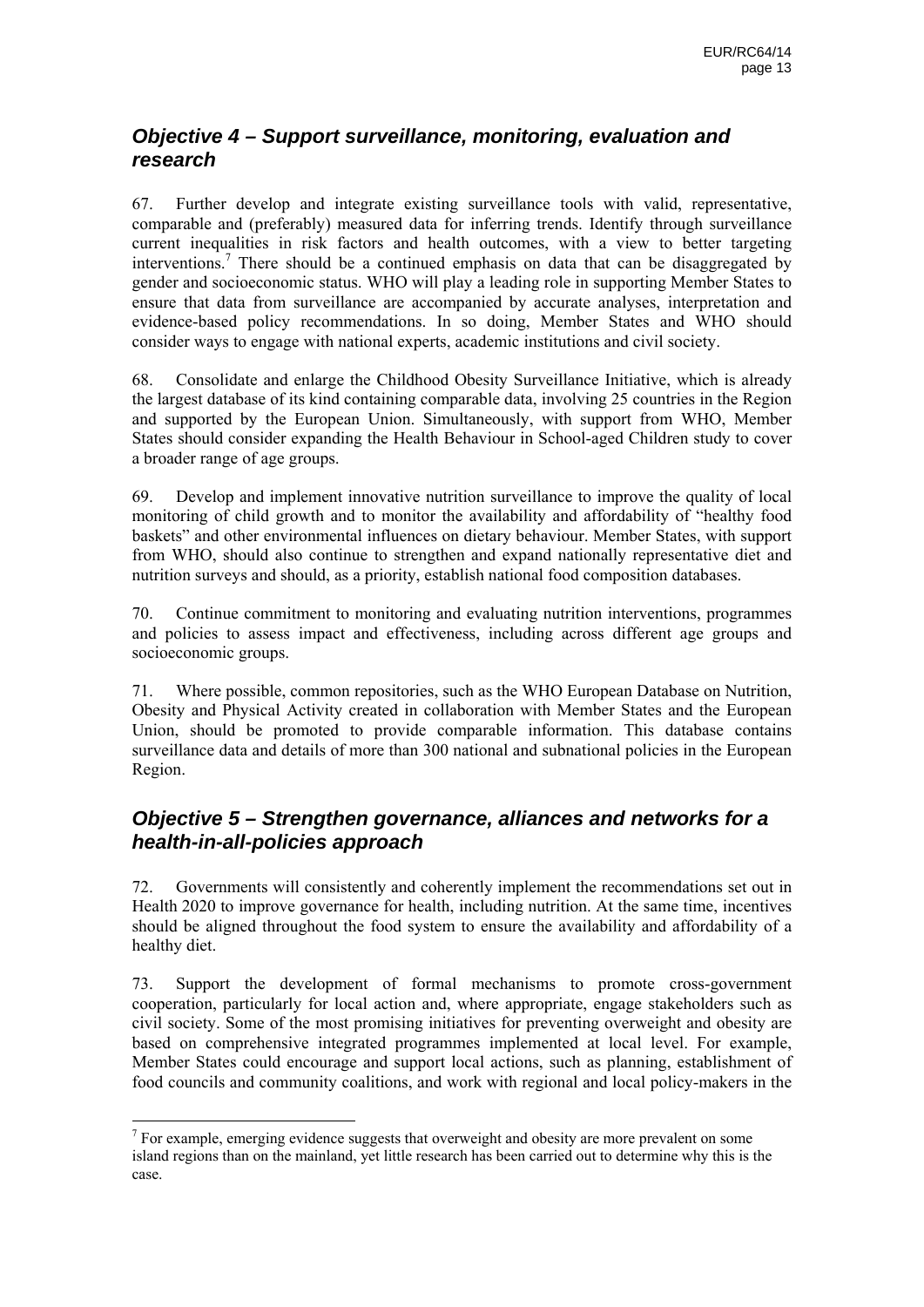## *Objective 4 – Support surveillance, monitoring, evaluation and research*

67. Further develop and integrate existing surveillance tools with valid, representative, comparable and (preferably) measured data for inferring trends. Identify through surveillance current inequalities in risk factors and health outcomes, with a view to better targeting interventions.[7] There should be a continued emphasis on data that can be disaggregated by gender and socioeconomic status. WHO will play a leading role in supporting Member States to ensure that data from surveillance are accompanied by accurate analyses, interpretation and evidence-based policy recommendations. In so doing, Member States and WHO should consider ways to engage with national experts, academic institutions and civil society.

68. Consolidate and enlarge the Childhood Obesity Surveillance Initiative, which is already the largest database of its kind containing comparable data, involving 25 countries in the Region and supported by the European Union. Simultaneously, with support from WHO, Member States should consider expanding the Health Behaviour in School-aged Children study to cover a broader range of age groups.

69. Develop and implement innovative nutrition surveillance to improve the quality of local monitoring of child growth and to monitor the availability and affordability of "healthy food baskets" and other environmental influences on dietary behaviour. Member States, with support from WHO, should also continue to strengthen and expand nationally representative diet and nutrition surveys and should, as a priority, establish national food composition databases.

70. Continue commitment to monitoring and evaluating nutrition interventions, programmes and policies to assess impact and effectiveness, including across different age groups and socioeconomic groups.

71. Where possible, common repositories, such as the WHO European Database on Nutrition, Obesity and Physical Activity created in collaboration with Member States and the European Union, should be promoted to provide comparable information. This database contains surveillance data and details of more than 300 national and subnational policies in the European Region.

## *Objective 5 – Strengthen governance, alliances and networks for a health-in-all-policies approach*

72. Governments will consistently and coherently implement the recommendations set out in Health 2020 to improve governance for health, including nutrition. At the same time, incentives should be aligned throughout the food system to ensure the availability and affordability of a healthy diet.

73. Support the development of formal mechanisms to promote cross-government cooperation, particularly for local action and, where appropriate, engage stakeholders such as civil society. Some of the most promising initiatives for preventing overweight and obesity are based on comprehensive integrated programmes implemented at local level. For example, Member States could encourage and support local actions, such as planning, establishment of food councils and community coalitions, and work with regional and local policy-makers in the

---

[7] For example, emerging evidence suggests that overweight and obesity are more prevalent on some island regions than on the mainland, yet little research has been carried out to determine why this is the case.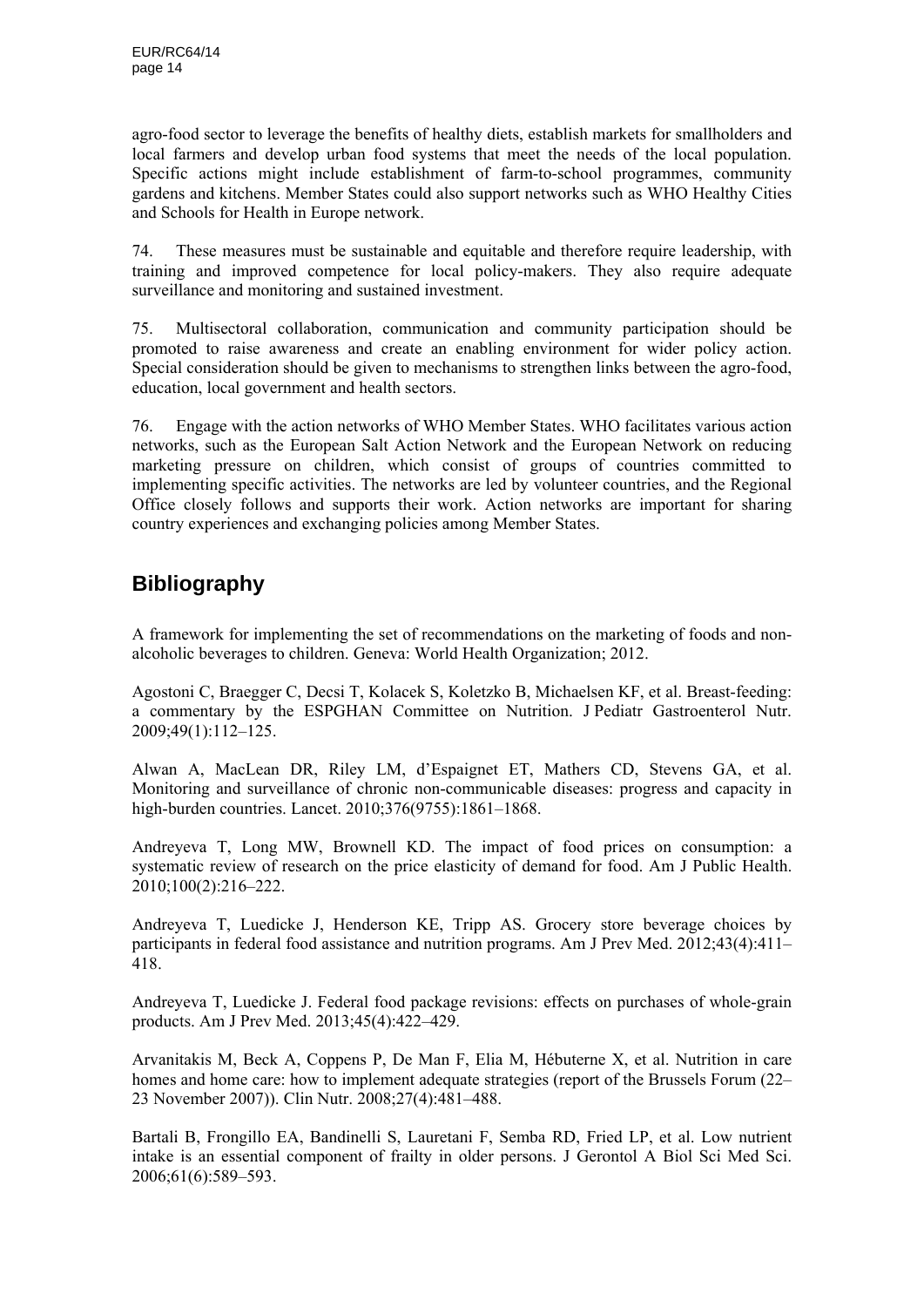agro-food sector to leverage the benefits of healthy diets, establish markets for smallholders and local farmers and develop urban food systems that meet the needs of the local population. Specific actions might include establishment of farm-to-school programmes, community gardens and kitchens. Member States could also support networks such as WHO Healthy Cities and Schools for Health in Europe network.

74. These measures must be sustainable and equitable and therefore require leadership, with training and improved competence for local policy-makers. They also require adequate surveillance and monitoring and sustained investment.

75. Multisectoral collaboration, communication and community participation should be promoted to raise awareness and create an enabling environment for wider policy action. Special consideration should be given to mechanisms to strengthen links between the agro-food, education, local government and health sectors.

76. Engage with the action networks of WHO Member States. WHO facilitates various action networks, such as the European Salt Action Network and the European Network on reducing marketing pressure on children, which consist of groups of countries committed to implementing specific activities. The networks are led by volunteer countries, and the Regional Office closely follows and supports their work. Action networks are important for sharing country experiences and exchanging policies among Member States.

## Bibliography

A framework for implementing the set of recommendations on the marketing of foods and non-alcoholic beverages to children. Geneva: World Health Organization; 2012.

Agostoni C, Braegger C, Decsi T, Kolacek S, Koletzko B, Michaelsen KF, et al. Breast-feeding: a commentary by the ESPGHAN Committee on Nutrition. J Pediatr Gastroenterol Nutr. 2009;49(1):112–125.

Alwan A, MacLean DR, Riley LM, d'Espaignet ET, Mathers CD, Stevens GA, et al. Monitoring and surveillance of chronic non-communicable diseases: progress and capacity in high-burden countries. Lancet. 2010;376(9755):1861–1868.

Andreyeva T, Long MW, Brownell KD. The impact of food prices on consumption: a systematic review of research on the price elasticity of demand for food. Am J Public Health. 2010;100(2):216–222.

Andreyeva T, Luedicke J, Henderson KE, Tripp AS. Grocery store beverage choices by participants in federal food assistance and nutrition programs. Am J Prev Med. 2012;43(4):411–418.

Andreyeva T, Luedicke J. Federal food package revisions: effects on purchases of whole-grain products. Am J Prev Med. 2013;45(4):422–429.

Arvanitakis M, Beck A, Coppens P, De Man F, Elia M, Hébuterne X, et al. Nutrition in care homes and home care: how to implement adequate strategies (report of the Brussels Forum (22–23 November 2007)). Clin Nutr. 2008;27(4):481–488.

Bartali B, Frongillo EA, Bandinelli S, Lauretani F, Semba RD, Fried LP, et al. Low nutrient intake is an essential component of frailty in older persons. J Gerontol A Biol Sci Med Sci. 2006;61(6):589–593.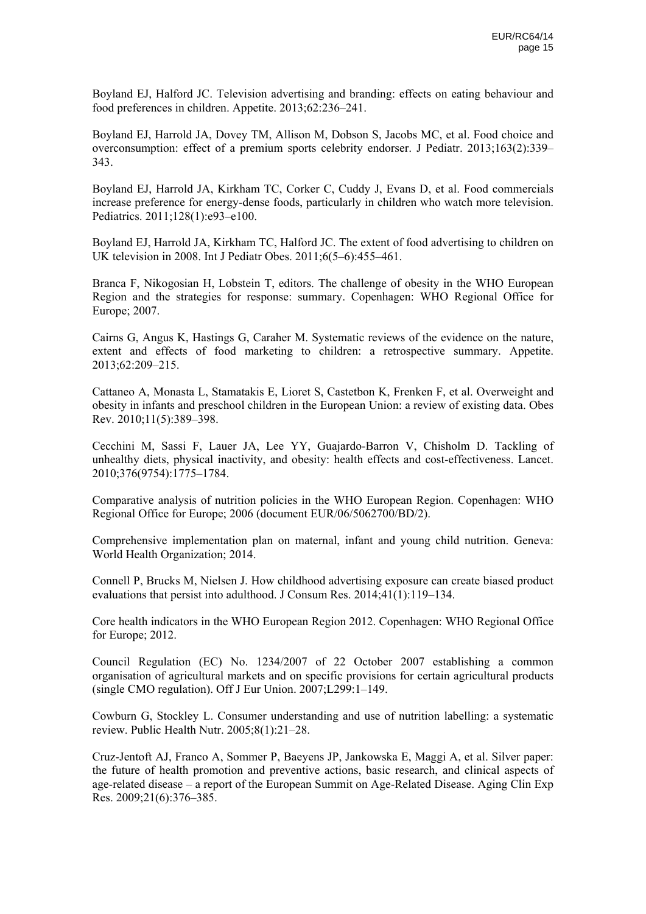Boyland EJ, Halford JC. Television advertising and branding: effects on eating behaviour and food preferences in children. Appetite. 2013;62:236–241.

Boyland EJ, Harrold JA, Dovey TM, Allison M, Dobson S, Jacobs MC, et al. Food choice and overconsumption: effect of a premium sports celebrity endorser. J Pediatr. 2013;163(2):339–343.

Boyland EJ, Harrold JA, Kirkham TC, Corker C, Cuddy J, Evans D, et al. Food commercials increase preference for energy-dense foods, particularly in children who watch more television. Pediatrics. 2011;128(1):e93–e100.

Boyland EJ, Harrold JA, Kirkham TC, Halford JC. The extent of food advertising to children on UK television in 2008. Int J Pediatr Obes. 2011;6(5–6):455–461.

Branca F, Nikogosian H, Lobstein T, editors. The challenge of obesity in the WHO European Region and the strategies for response: summary. Copenhagen: WHO Regional Office for Europe; 2007.

Cairns G, Angus K, Hastings G, Caraher M. Systematic reviews of the evidence on the nature, extent and effects of food marketing to children: a retrospective summary. Appetite. 2013;62:209–215.

Cattaneo A, Monasta L, Stamatakis E, Lioret S, Castetbon K, Frenken F, et al. Overweight and obesity in infants and preschool children in the European Union: a review of existing data. Obes Rev. 2010;11(5):389–398.

Cecchini M, Sassi F, Lauer JA, Lee YY, Guajardo-Barron V, Chisholm D. Tackling of unhealthy diets, physical inactivity, and obesity: health effects and cost-effectiveness. Lancet. 2010;376(9754):1775–1784.

Comparative analysis of nutrition policies in the WHO European Region. Copenhagen: WHO Regional Office for Europe; 2006 (document EUR/06/5062700/BD/2).

Comprehensive implementation plan on maternal, infant and young child nutrition. Geneva: World Health Organization; 2014.

Connell P, Brucks M, Nielsen J. How childhood advertising exposure can create biased product evaluations that persist into adulthood. J Consum Res. 2014;41(1):119–134.

Core health indicators in the WHO European Region 2012. Copenhagen: WHO Regional Office for Europe; 2012.

Council Regulation (EC) No. 1234/2007 of 22 October 2007 establishing a common organisation of agricultural markets and on specific provisions for certain agricultural products (single CMO regulation). Off J Eur Union. 2007;L299:1–149.

Cowburn G, Stockley L. Consumer understanding and use of nutrition labelling: a systematic review. Public Health Nutr. 2005;8(1):21–28.

Cruz-Jentoft AJ, Franco A, Sommer P, Baeyens JP, Jankowska E, Maggi A, et al. Silver paper: the future of health promotion and preventive actions, basic research, and clinical aspects of age-related disease – a report of the European Summit on Age-Related Disease. Aging Clin Exp Res. 2009;21(6):376–385.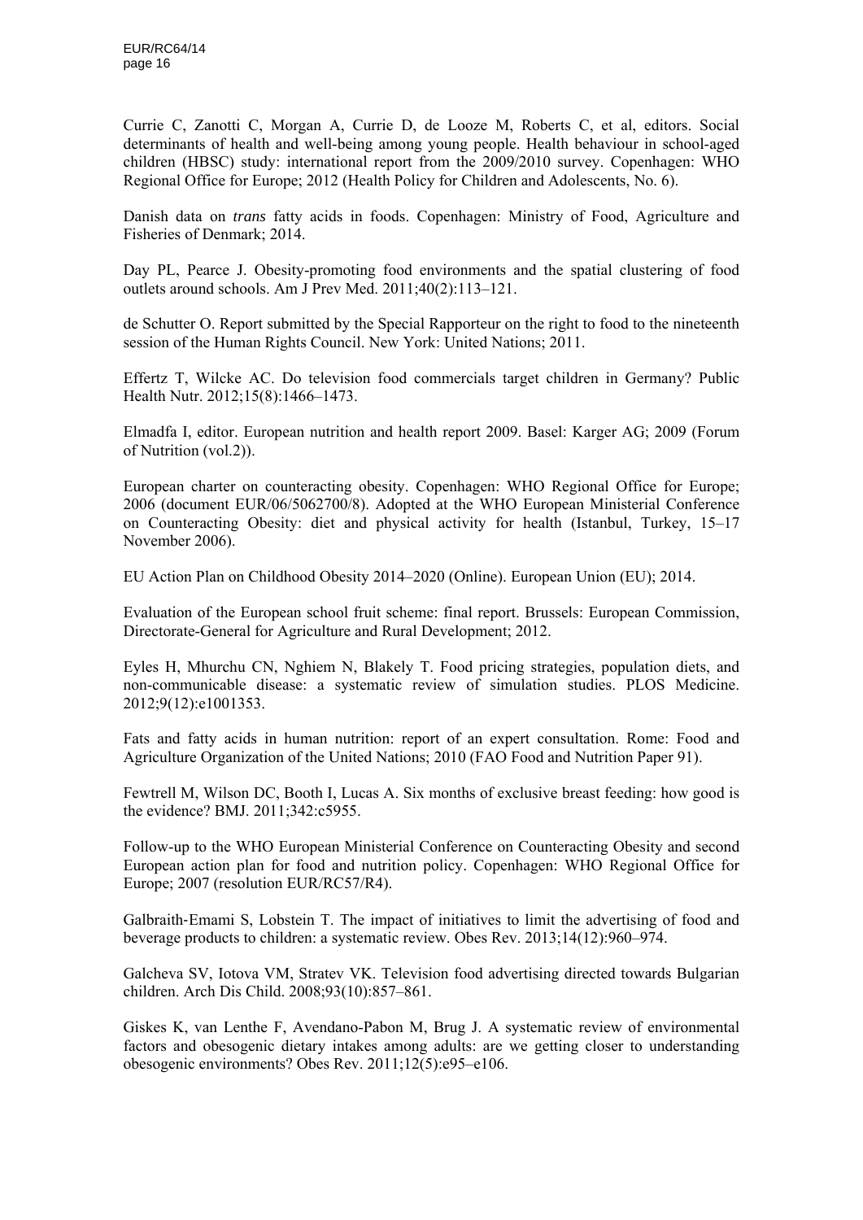Currie C, Zanotti C, Morgan A, Currie D, de Looze M, Roberts C, et al, editors. Social determinants of health and well-being among young people. Health behaviour in school-aged children (HBSC) study: international report from the 2009/2010 survey. Copenhagen: WHO Regional Office for Europe; 2012 (Health Policy for Children and Adolescents, No. 6).

Danish data on *trans* fatty acids in foods. Copenhagen: Ministry of Food, Agriculture and Fisheries of Denmark; 2014.

Day PL, Pearce J. Obesity-promoting food environments and the spatial clustering of food outlets around schools. Am J Prev Med. 2011;40(2):113–121.

de Schutter O. Report submitted by the Special Rapporteur on the right to food to the nineteenth session of the Human Rights Council. New York: United Nations; 2011.

Effertz T, Wilcke AC. Do television food commercials target children in Germany? Public Health Nutr. 2012;15(8):1466–1473.

Elmadfa I, editor. European nutrition and health report 2009. Basel: Karger AG; 2009 (Forum of Nutrition (vol.2)).

European charter on counteracting obesity. Copenhagen: WHO Regional Office for Europe; 2006 (document EUR/06/5062700/8). Adopted at the WHO European Ministerial Conference on Counteracting Obesity: diet and physical activity for health (Istanbul, Turkey, 15–17 November 2006).

EU Action Plan on Childhood Obesity 2014–2020 (Online). European Union (EU); 2014.

Evaluation of the European school fruit scheme: final report. Brussels: European Commission, Directorate-General for Agriculture and Rural Development; 2012.

Eyles H, Mhurchu CN, Nghiem N, Blakely T. Food pricing strategies, population diets, and non-communicable disease: a systematic review of simulation studies. PLOS Medicine. 2012;9(12):e1001353.

Fats and fatty acids in human nutrition: report of an expert consultation. Rome: Food and Agriculture Organization of the United Nations; 2010 (FAO Food and Nutrition Paper 91).

Fewtrell M, Wilson DC, Booth I, Lucas A. Six months of exclusive breast feeding: how good is the evidence? BMJ. 2011;342:c5955.

Follow-up to the WHO European Ministerial Conference on Counteracting Obesity and second European action plan for food and nutrition policy. Copenhagen: WHO Regional Office for Europe; 2007 (resolution EUR/RC57/R4).

Galbraith-Emami S, Lobstein T. The impact of initiatives to limit the advertising of food and beverage products to children: a systematic review. Obes Rev. 2013;14(12):960–974.

Galcheva SV, Iotova VM, Stratev VK. Television food advertising directed towards Bulgarian children. Arch Dis Child. 2008;93(10):857–861.

Giskes K, van Lenthe F, Avendano-Pabon M, Brug J. A systematic review of environmental factors and obesogenic dietary intakes among adults: are we getting closer to understanding obesogenic environments? Obes Rev. 2011;12(5):e95–e106.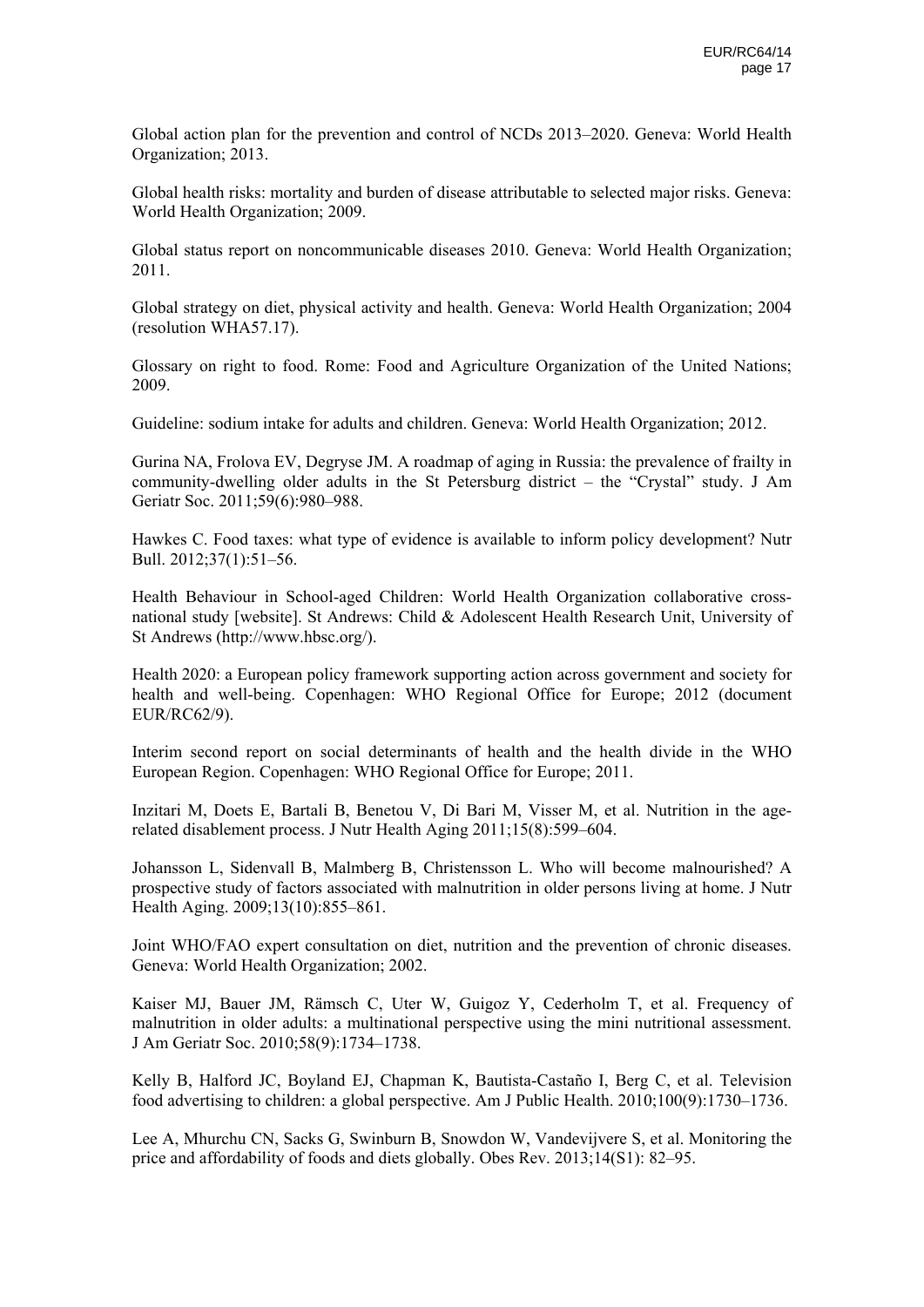Global action plan for the prevention and control of NCDs 2013–2020. Geneva: World Health Organization; 2013.

Global health risks: mortality and burden of disease attributable to selected major risks. Geneva: World Health Organization; 2009.

Global status report on noncommunicable diseases 2010. Geneva: World Health Organization; 2011.

Global strategy on diet, physical activity and health. Geneva: World Health Organization; 2004 (resolution WHA57.17).

Glossary on right to food. Rome: Food and Agriculture Organization of the United Nations; 2009.

Guideline: sodium intake for adults and children. Geneva: World Health Organization; 2012.

Gurina NA, Frolova EV, Degryse JM. A roadmap of aging in Russia: the prevalence of frailty in community-dwelling older adults in the St Petersburg district – the "Crystal" study. J Am Geriatr Soc. 2011;59(6):980–988.

Hawkes C. Food taxes: what type of evidence is available to inform policy development? Nutr Bull. 2012;37(1):51–56.

Health Behaviour in School-aged Children: World Health Organization collaborative cross-national study [website]. St Andrews: Child & Adolescent Health Research Unit, University of St Andrews (http://www.hbsc.org/).

Health 2020: a European policy framework supporting action across government and society for health and well-being. Copenhagen: WHO Regional Office for Europe; 2012 (document EUR/RC62/9).

Interim second report on social determinants of health and the health divide in the WHO European Region. Copenhagen: WHO Regional Office for Europe; 2011.

Inzitari M, Doets E, Bartali B, Benetou V, Di Bari M, Visser M, et al. Nutrition in the age-related disablement process. J Nutr Health Aging 2011;15(8):599–604.

Johansson L, Sidenvall B, Malmberg B, Christensson L. Who will become malnourished? A prospective study of factors associated with malnutrition in older persons living at home. J Nutr Health Aging. 2009;13(10):855–861.

Joint WHO/FAO expert consultation on diet, nutrition and the prevention of chronic diseases. Geneva: World Health Organization; 2002.

Kaiser MJ, Bauer JM, Rämsch C, Uter W, Guigoz Y, Cederholm T, et al. Frequency of malnutrition in older adults: a multinational perspective using the mini nutritional assessment. J Am Geriatr Soc. 2010;58(9):1734–1738.

Kelly B, Halford JC, Boyland EJ, Chapman K, Bautista-Castaño I, Berg C, et al. Television food advertising to children: a global perspective. Am J Public Health. 2010;100(9):1730–1736.

Lee A, Mhurchu CN, Sacks G, Swinburn B, Snowdon W, Vandevijvere S, et al. Monitoring the price and affordability of foods and diets globally. Obes Rev. 2013;14(S1): 82–95.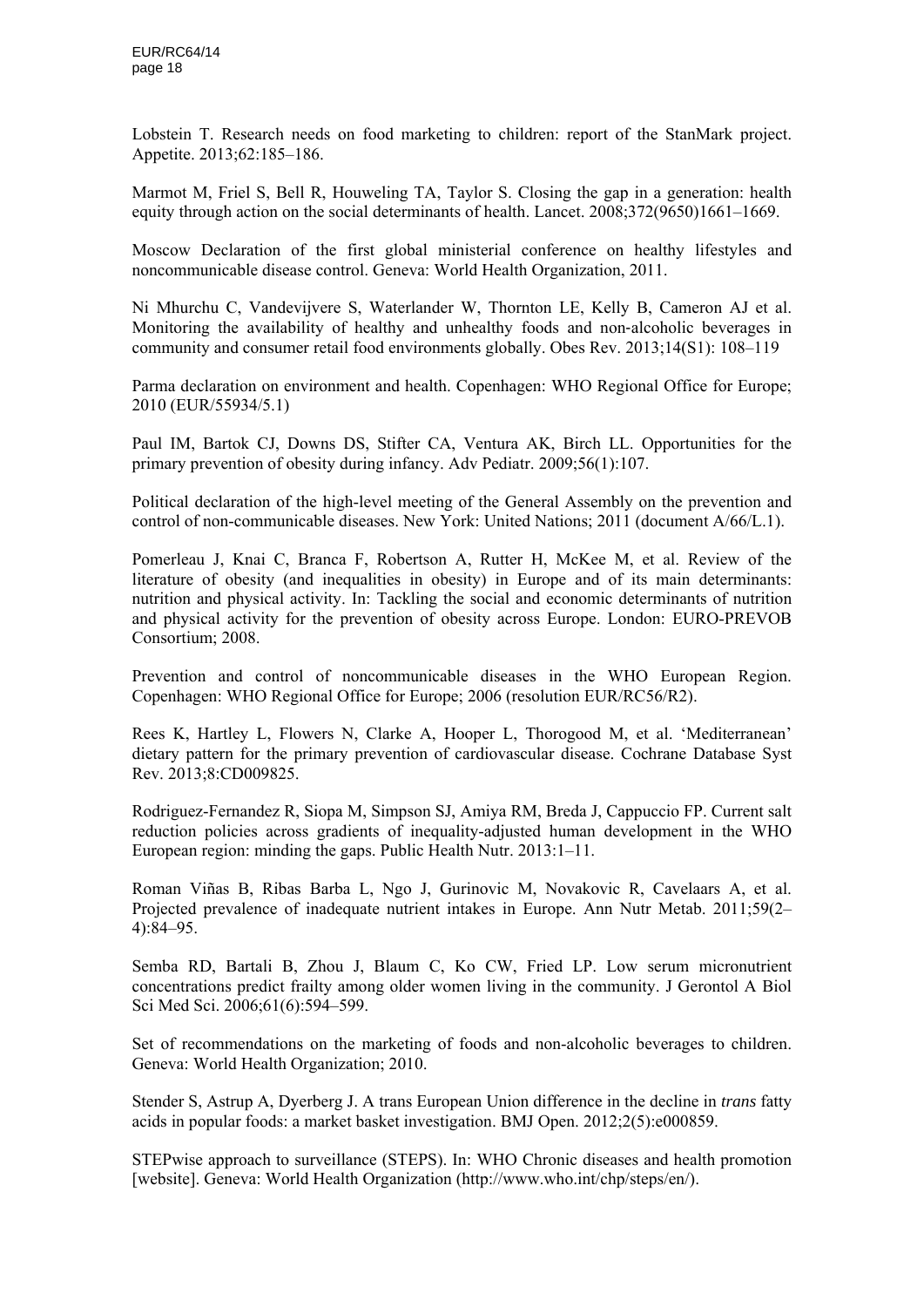Lobstein T. Research needs on food marketing to children: report of the StanMark project. Appetite. 2013;62:185–186.

Marmot M, Friel S, Bell R, Houweling TA, Taylor S. Closing the gap in a generation: health equity through action on the social determinants of health. Lancet. 2008;372(9650)1661–1669.

Moscow Declaration of the first global ministerial conference on healthy lifestyles and noncommunicable disease control. Geneva: World Health Organization, 2011.

Ni Mhurchu C, Vandevijvere S, Waterlander W, Thornton LE, Kelly B, Cameron AJ et al. Monitoring the availability of healthy and unhealthy foods and non-alcoholic beverages in community and consumer retail food environments globally. Obes Rev. 2013;14(S1): 108–119

Parma declaration on environment and health. Copenhagen: WHO Regional Office for Europe; 2010 (EUR/55934/5.1)

Paul IM, Bartok CJ, Downs DS, Stifter CA, Ventura AK, Birch LL. Opportunities for the primary prevention of obesity during infancy. Adv Pediatr. 2009;56(1):107.

Political declaration of the high-level meeting of the General Assembly on the prevention and control of non-communicable diseases. New York: United Nations; 2011 (document A/66/L.1).

Pomerleau J, Knai C, Branca F, Robertson A, Rutter H, McKee M, et al. Review of the literature of obesity (and inequalities in obesity) in Europe and of its main determinants: nutrition and physical activity. In: Tackling the social and economic determinants of nutrition and physical activity for the prevention of obesity across Europe. London: EURO-PREVOB Consortium; 2008.

Prevention and control of noncommunicable diseases in the WHO European Region. Copenhagen: WHO Regional Office for Europe; 2006 (resolution EUR/RC56/R2).

Rees K, Hartley L, Flowers N, Clarke A, Hooper L, Thorogood M, et al. 'Mediterranean' dietary pattern for the primary prevention of cardiovascular disease. Cochrane Database Syst Rev. 2013;8:CD009825.

Rodriguez-Fernandez R, Siopa M, Simpson SJ, Amiya RM, Breda J, Cappuccio FP. Current salt reduction policies across gradients of inequality-adjusted human development in the WHO European region: minding the gaps. Public Health Nutr. 2013:1–11.

Roman Viñas B, Ribas Barba L, Ngo J, Gurinovic M, Novakovic R, Cavelaars A, et al. Projected prevalence of inadequate nutrient intakes in Europe. Ann Nutr Metab. 2011;59(2–4):84–95.

Semba RD, Bartali B, Zhou J, Blaum C, Ko CW, Fried LP. Low serum micronutrient concentrations predict frailty among older women living in the community. J Gerontol A Biol Sci Med Sci. 2006;61(6):594–599.

Set of recommendations on the marketing of foods and non-alcoholic beverages to children. Geneva: World Health Organization; 2010.

Stender S, Astrup A, Dyerberg J. A trans European Union difference in the decline in *trans* fatty acids in popular foods: a market basket investigation. BMJ Open. 2012;2(5):e000859.

STEPwise approach to surveillance (STEPS). In: WHO Chronic diseases and health promotion [website]. Geneva: World Health Organization (http://www.who.int/chp/steps/en/).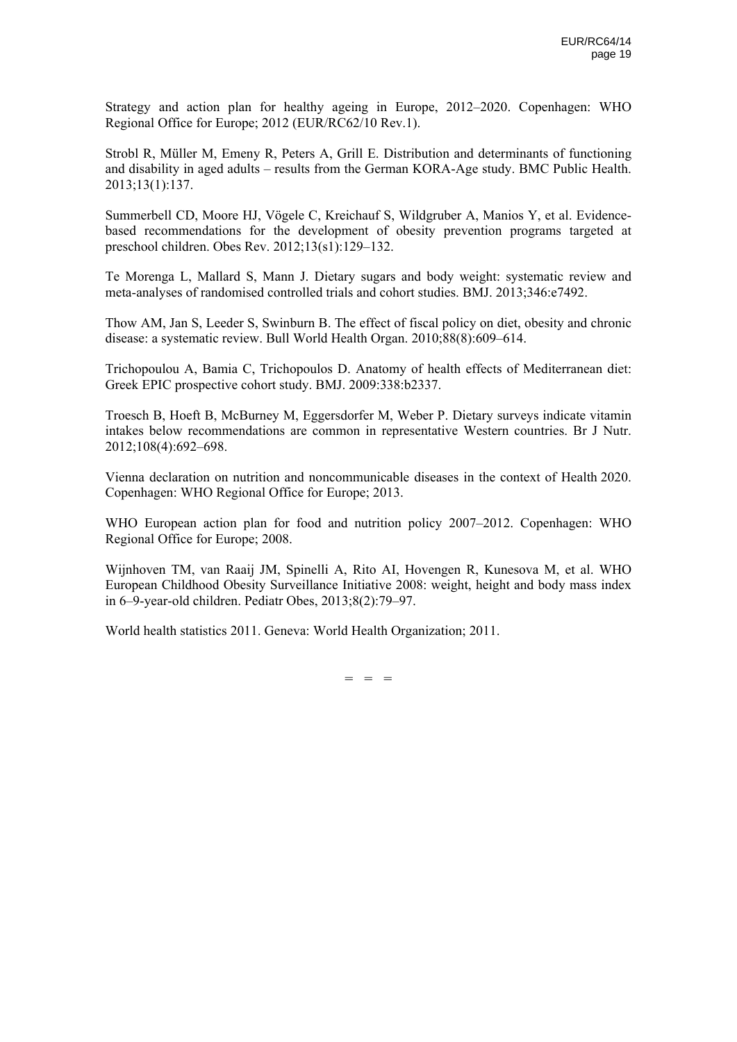Strategy and action plan for healthy ageing in Europe, 2012–2020. Copenhagen: WHO Regional Office for Europe; 2012 (EUR/RC62/10 Rev.1).

Strobl R, Müller M, Emeny R, Peters A, Grill E. Distribution and determinants of functioning and disability in aged adults – results from the German KORA-Age study. BMC Public Health. 2013;13(1):137.

Summerbell CD, Moore HJ, Vögele C, Kreichauf S, Wildgruber A, Manios Y, et al. Evidence-based recommendations for the development of obesity prevention programs targeted at preschool children. Obes Rev. 2012;13(s1):129–132.

Te Morenga L, Mallard S, Mann J. Dietary sugars and body weight: systematic review and meta-analyses of randomised controlled trials and cohort studies. BMJ. 2013;346:e7492.

Thow AM, Jan S, Leeder S, Swinburn B. The effect of fiscal policy on diet, obesity and chronic disease: a systematic review. Bull World Health Organ. 2010;88(8):609–614.

Trichopoulou A, Bamia C, Trichopoulos D. Anatomy of health effects of Mediterranean diet: Greek EPIC prospective cohort study. BMJ. 2009:338:b2337.

Troesch B, Hoeft B, McBurney M, Eggersdorfer M, Weber P. Dietary surveys indicate vitamin intakes below recommendations are common in representative Western countries. Br J Nutr. 2012;108(4):692–698.

Vienna declaration on nutrition and noncommunicable diseases in the context of Health 2020. Copenhagen: WHO Regional Office for Europe; 2013.

WHO European action plan for food and nutrition policy 2007–2012. Copenhagen: WHO Regional Office for Europe; 2008.

Wijnhoven TM, van Raaij JM, Spinelli A, Rito AI, Hovengen R, Kunesova M, et al. WHO European Childhood Obesity Surveillance Initiative 2008: weight, height and body mass index in 6–9-year-old children. Pediatr Obes, 2013;8(2):79–97.

World health statistics 2011. Geneva: World Health Organization; 2011.

= = =